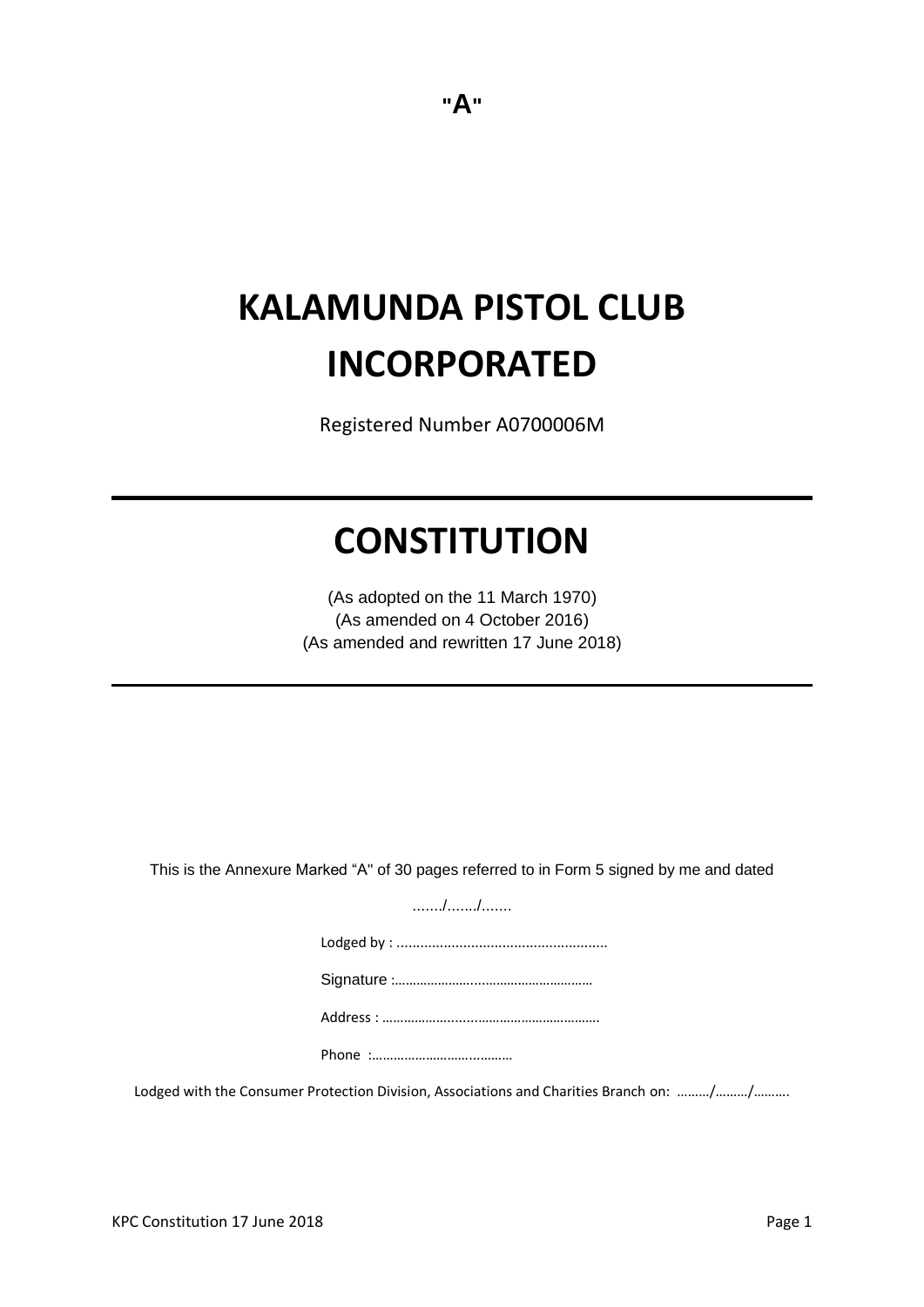"A"

# KALAMUNDA PISTOL CLUB INCORPORATED

Registered Number A0700006M

# CONSTITUTION

(As adopted on the 11 March 1970)
(As amended on 4 October 2016)
(As amended and rewritten 17 June 2018)

This is the Annexure Marked "A" of 30 pages referred to in Form 5 signed by me and dated

......./......./.......

Lodged by : .....................................................

Signature :…………………..………………………….

Address : ………………………………………………….

Phone :………………………..……….

Lodged with the Consumer Protection Division, Associations and Charities Branch on: ………/………/……….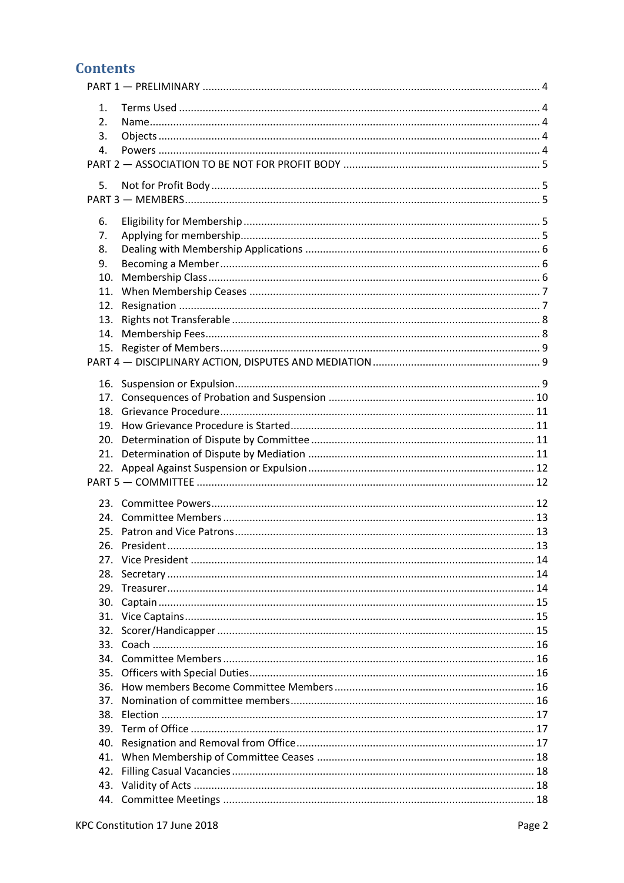# Contents

PART 1 — PRELIMINARY ..... 4

1. Terms Used ..... 4
2. Name ..... 4
3. Objects ..... 4
4. Powers ..... 4

PART 2 — ASSOCIATION TO BE NOT FOR PROFIT BODY ..... 5

5. Not for Profit Body ..... 5

PART 3 — MEMBERS ..... 5

6. Eligibility for Membership ..... 5
7. Applying for membership ..... 5
8. Dealing with Membership Applications ..... 6
9. Becoming a Member ..... 6
10. Membership Class ..... 6
11. When Membership Ceases ..... 7
12. Resignation ..... 7
13. Rights not Transferable ..... 8
14. Membership Fees ..... 8
15. Register of Members ..... 9

PART 4 — DISCIPLINARY ACTION, DISPUTES AND MEDIATION ..... 9

16. Suspension or Expulsion ..... 9
17. Consequences of Probation and Suspension ..... 10
18. Grievance Procedure ..... 11
19. How Grievance Procedure is Started ..... 11
20. Determination of Dispute by Committee ..... 11
21. Determination of Dispute by Mediation ..... 11
22. Appeal Against Suspension or Expulsion ..... 12

PART 5 — COMMITTEE ..... 12

23. Committee Powers ..... 12
24. Committee Members ..... 13
25. Patron and Vice Patrons ..... 13
26. President ..... 13
27. Vice President ..... 14
28. Secretary ..... 14
29. Treasurer ..... 14
30. Captain ..... 15
31. Vice Captains ..... 15
32. Scorer/Handicapper ..... 15
33. Coach ..... 16
34. Committee Members ..... 16
35. Officers with Special Duties ..... 16
36. How members Become Committee Members ..... 16
37. Nomination of committee members ..... 16
38. Election ..... 17
39. Term of Office ..... 17
40. Resignation and Removal from Office ..... 17
41. When Membership of Committee Ceases ..... 18
42. Filling Casual Vacancies ..... 18
43. Validity of Acts ..... 18
44. Committee Meetings ..... 18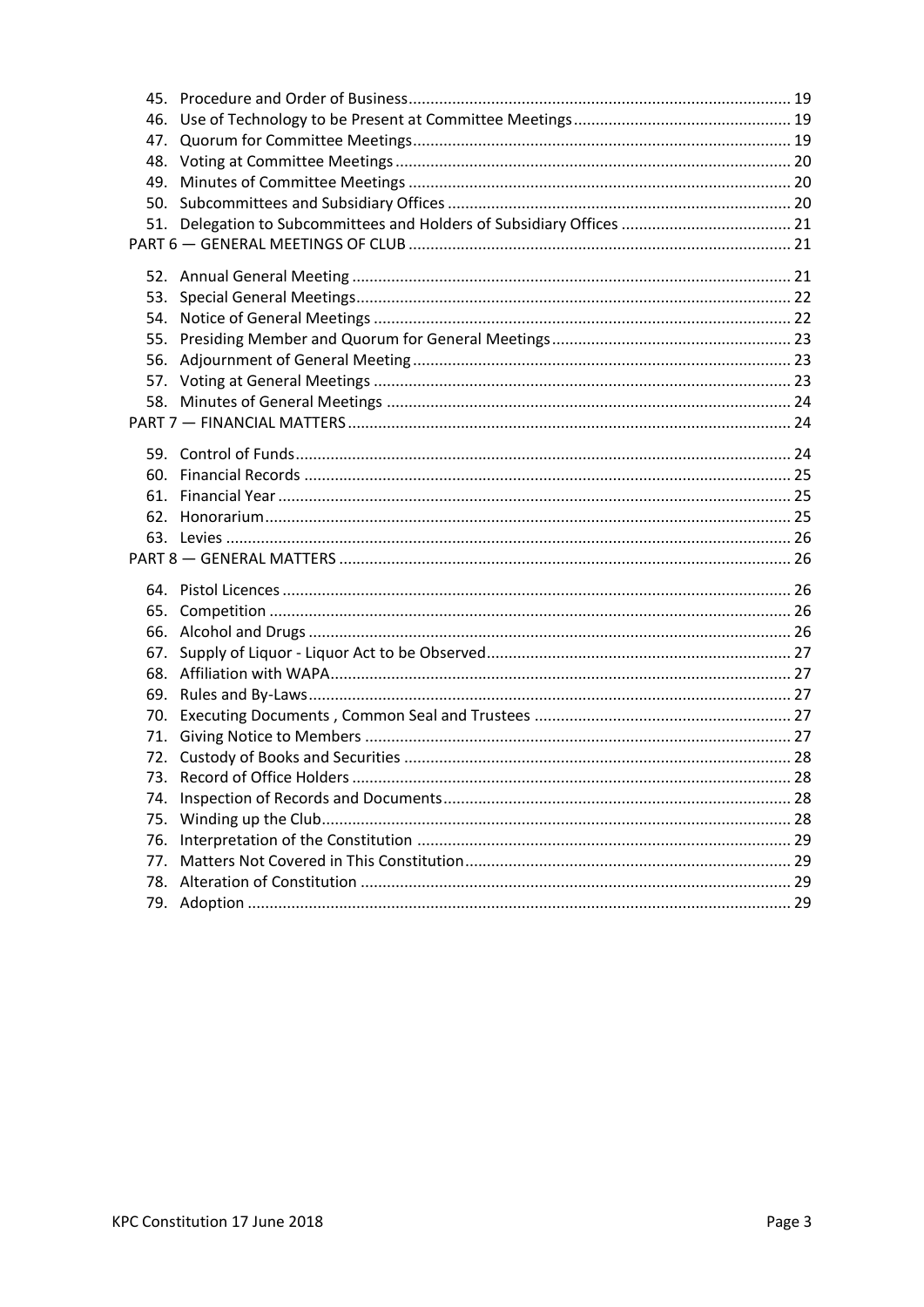45. Procedure and Order of Business ........................................................................................ 19
46. Use of Technology to be Present at Committee Meetings .................................................. 19
47. Quorum for Committee Meetings ....................................................................................... 19
48. Voting at Committee Meetings ........................................................................................... 20
49. Minutes of Committee Meetings ......................................................................................... 20
50. Subcommittees and Subsidiary Offices ............................................................................... 20
51. Delegation to Subcommittees and Holders of Subsidiary Offices ....................................... 21

PART 6 — GENERAL MEETINGS OF CLUB ........................................................................................ 21

52. Annual General Meeting ..................................................................................................... 21
53. Special General Meetings .................................................................................................... 22
54. Notice of General Meetings ................................................................................................ 22
55. Presiding Member and Quorum for General Meetings ....................................................... 23
56. Adjournment of General Meeting ....................................................................................... 23
57. Voting at General Meetings ................................................................................................ 23
58. Minutes of General Meetings ............................................................................................. 24

PART 7 — FINANCIAL MATTERS ...................................................................................................... 24

59. Control of Funds .................................................................................................................. 24
60. Financial Records ................................................................................................................ 25
61. Financial Year ...................................................................................................................... 25
62. Honorarium ......................................................................................................................... 25
63. Levies .................................................................................................................................. 26

PART 8 — GENERAL MATTERS ........................................................................................................ 26

64. Pistol Licences ..................................................................................................................... 26
65. Competition ........................................................................................................................ 26
66. Alcohol and Drugs ............................................................................................................... 26
67. Supply of Liquor - Liquor Act to be Observed ...................................................................... 27
68. Affiliation with WAPA ......................................................................................................... 27
69. Rules and By-Laws ............................................................................................................... 27
70. Executing Documents , Common Seal and Trustees ........................................................... 27
71. Giving Notice to Members .................................................................................................. 27
72. Custody of Books and Securities ......................................................................................... 28
73. Record of Office Holders ..................................................................................................... 28
74. Inspection of Records and Documents ................................................................................ 28
75. Winding up the Club ............................................................................................................ 28
76. Interpretation of the Constitution ...................................................................................... 29
77. Matters Not Covered in This Constitution ........................................................................... 29
78. Alteration of Constitution ................................................................................................... 29
79. Adoption ............................................................................................................................. 29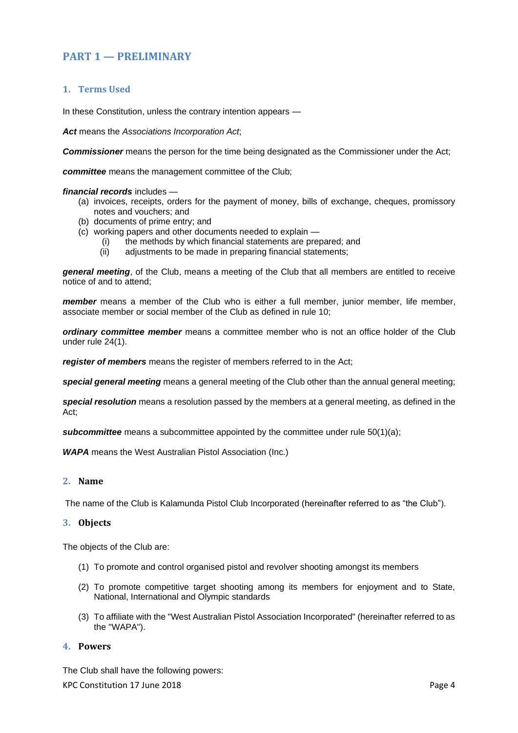# PART 1 — PRELIMINARY

## 1. Terms Used

In these Constitution, unless the contrary intention appears —

***Act*** means the *Associations Incorporation Act*;

***Commissioner*** means the person for the time being designated as the Commissioner under the Act;

***committee*** means the management committee of the Club;

***financial records*** includes —

(a) invoices, receipts, orders for the payment of money, bills of exchange, cheques, promissory notes and vouchers; and

(b) documents of prime entry; and

(c) working papers and other documents needed to explain —

  (i) the methods by which financial statements are prepared; and

  (ii) adjustments to be made in preparing financial statements;

***general meeting***, of the Club, means a meeting of the Club that all members are entitled to receive notice of and to attend;

***member*** means a member of the Club who is either a full member, junior member, life member, associate member or social member of the Club as defined in rule 10;

***ordinary committee member*** means a committee member who is not an office holder of the Club under rule 24(1).

***register of members*** means the register of members referred to in the Act;

***special general meeting*** means a general meeting of the Club other than the annual general meeting;

***special resolution*** means a resolution passed by the members at a general meeting, as defined in the Act;

***subcommittee*** means a subcommittee appointed by the committee under rule 50(1)(a);

***WAPA*** means the West Australian Pistol Association (Inc.)

## 2. Name

The name of the Club is Kalamunda Pistol Club Incorporated (hereinafter referred to as "the Club").

## 3. Objects

The objects of the Club are:

(1) To promote and control organised pistol and revolver shooting amongst its members

(2) To promote competitive target shooting among its members for enjoyment and to State, National, International and Olympic standards

(3) To affiliate with the "West Australian Pistol Association Incorporated" (hereinafter referred to as the "WAPA").

## 4. Powers

The Club shall have the following powers: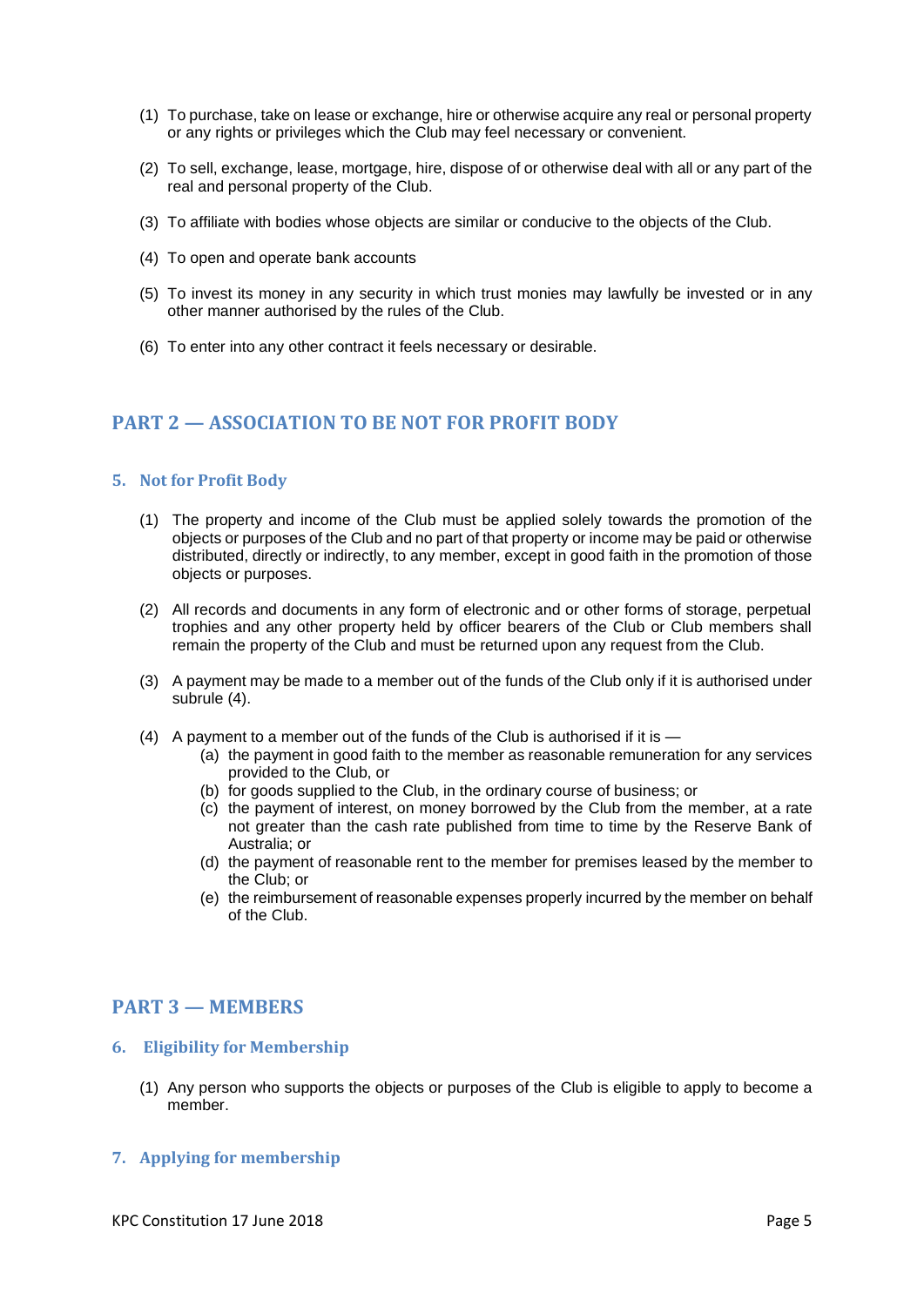(1) To purchase, take on lease or exchange, hire or otherwise acquire any real or personal property or any rights or privileges which the Club may feel necessary or convenient.

(2) To sell, exchange, lease, mortgage, hire, dispose of or otherwise deal with all or any part of the real and personal property of the Club.

(3) To affiliate with bodies whose objects are similar or conducive to the objects of the Club.

(4) To open and operate bank accounts

(5) To invest its money in any security in which trust monies may lawfully be invested or in any other manner authorised by the rules of the Club.

(6) To enter into any other contract it feels necessary or desirable.

## PART 2 — ASSOCIATION TO BE NOT FOR PROFIT BODY

### 5. Not for Profit Body

(1) The property and income of the Club must be applied solely towards the promotion of the objects or purposes of the Club and no part of that property or income may be paid or otherwise distributed, directly or indirectly, to any member, except in good faith in the promotion of those objects or purposes.

(2) All records and documents in any form of electronic and or other forms of storage, perpetual trophies and any other property held by officer bearers of the Club or Club members shall remain the property of the Club and must be returned upon any request from the Club.

(3) A payment may be made to a member out of the funds of the Club only if it is authorised under subrule (4).

(4) A payment to a member out of the funds of the Club is authorised if it is —
   (a) the payment in good faith to the member as reasonable remuneration for any services provided to the Club, or
   (b) for goods supplied to the Club, in the ordinary course of business; or
   (c) the payment of interest, on money borrowed by the Club from the member, at a rate not greater than the cash rate published from time to time by the Reserve Bank of Australia; or
   (d) the payment of reasonable rent to the member for premises leased by the member to the Club; or
   (e) the reimbursement of reasonable expenses properly incurred by the member on behalf of the Club.

## PART 3 — MEMBERS

### 6. Eligibility for Membership

(1) Any person who supports the objects or purposes of the Club is eligible to apply to become a member.

### 7. Applying for membership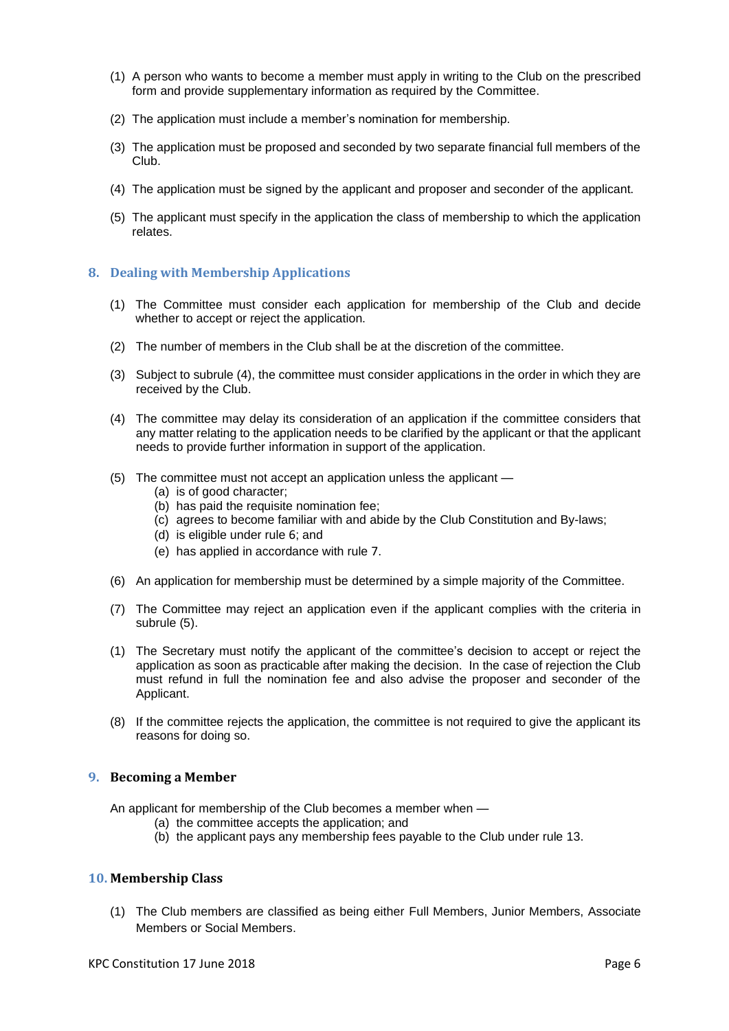(1) A person who wants to become a member must apply in writing to the Club on the prescribed form and provide supplementary information as required by the Committee.

(2) The application must include a member's nomination for membership.

(3) The application must be proposed and seconded by two separate financial full members of the Club.

(4) The application must be signed by the applicant and proposer and seconder of the applicant.

(5) The applicant must specify in the application the class of membership to which the application relates.

## 8. Dealing with Membership Applications

(1) The Committee must consider each application for membership of the Club and decide whether to accept or reject the application.

(2) The number of members in the Club shall be at the discretion of the committee.

(3) Subject to subrule (4), the committee must consider applications in the order in which they are received by the Club.

(4) The committee may delay its consideration of an application if the committee considers that any matter relating to the application needs to be clarified by the applicant or that the applicant needs to provide further information in support of the application.

(5) The committee must not accept an application unless the applicant —
   (a) is of good character;
   (b) has paid the requisite nomination fee;
   (c) agrees to become familiar with and abide by the Club Constitution and By-laws;
   (d) is eligible under rule 6; and
   (e) has applied in accordance with rule 7.

(6) An application for membership must be determined by a simple majority of the Committee.

(7) The Committee may reject an application even if the applicant complies with the criteria in subrule (5).

(1) The Secretary must notify the applicant of the committee's decision to accept or reject the application as soon as practicable after making the decision. In the case of rejection the Club must refund in full the nomination fee and also advise the proposer and seconder of the Applicant.

(8) If the committee rejects the application, the committee is not required to give the applicant its reasons for doing so.

## 9. Becoming a Member

An applicant for membership of the Club becomes a member when —
   (a) the committee accepts the application; and
   (b) the applicant pays any membership fees payable to the Club under rule 13.

## 10. Membership Class

(1) The Club members are classified as being either Full Members, Junior Members, Associate Members or Social Members.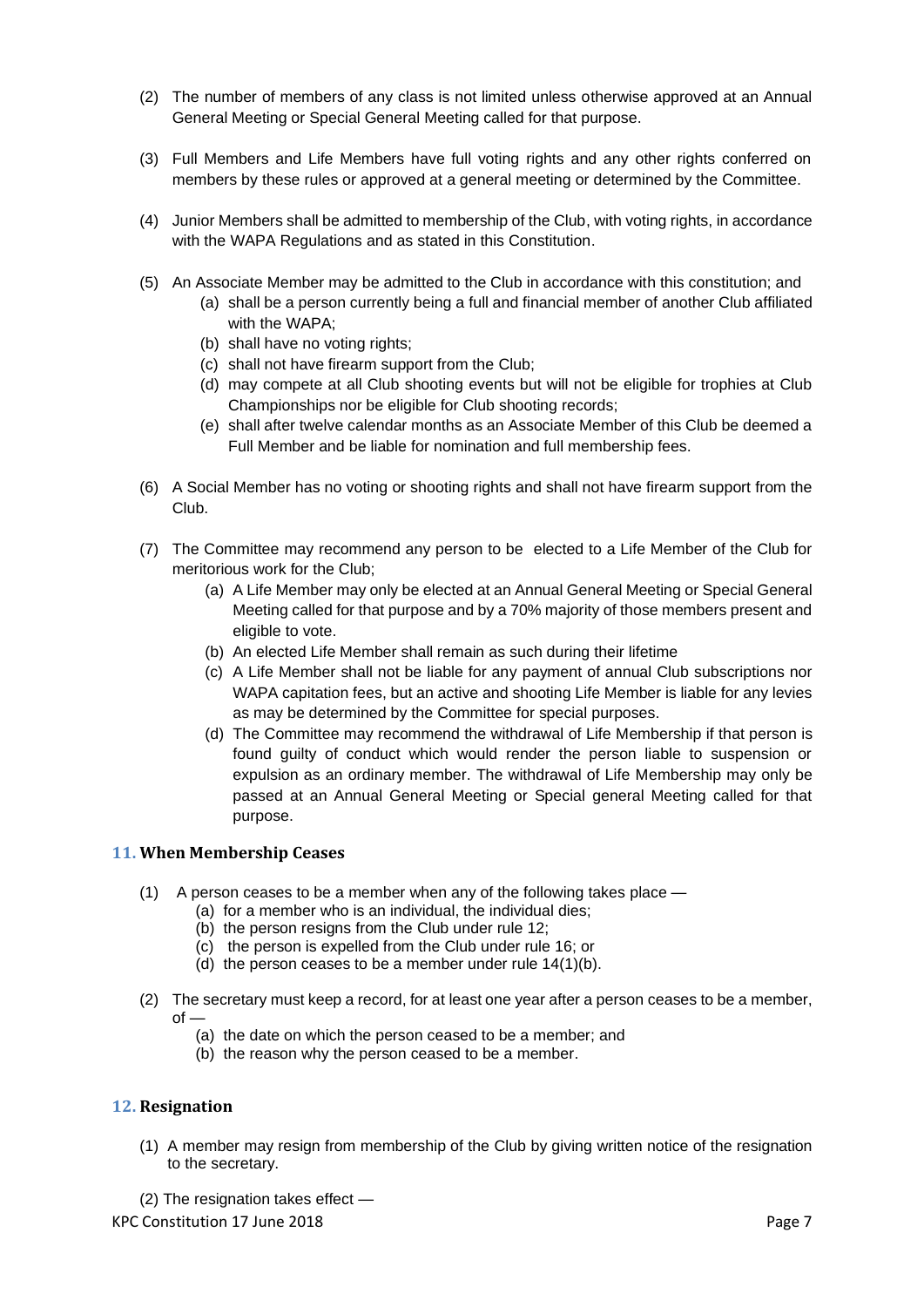(2) The number of members of any class is not limited unless otherwise approved at an Annual General Meeting or Special General Meeting called for that purpose.

(3) Full Members and Life Members have full voting rights and any other rights conferred on members by these rules or approved at a general meeting or determined by the Committee.

(4) Junior Members shall be admitted to membership of the Club, with voting rights, in accordance with the WAPA Regulations and as stated in this Constitution.

(5) An Associate Member may be admitted to the Club in accordance with this constitution; and
   - (a) shall be a person currently being a full and financial member of another Club affiliated with the WAPA;
   - (b) shall have no voting rights;
   - (c) shall not have firearm support from the Club;
   - (d) may compete at all Club shooting events but will not be eligible for trophies at Club Championships nor be eligible for Club shooting records;
   - (e) shall after twelve calendar months as an Associate Member of this Club be deemed a Full Member and be liable for nomination and full membership fees.

(6) A Social Member has no voting or shooting rights and shall not have firearm support from the Club.

(7) The Committee may recommend any person to be elected to a Life Member of the Club for meritorious work for the Club;
   - (a) A Life Member may only be elected at an Annual General Meeting or Special General Meeting called for that purpose and by a 70% majority of those members present and eligible to vote.
   - (b) An elected Life Member shall remain as such during their lifetime
   - (c) A Life Member shall not be liable for any payment of annual Club subscriptions nor WAPA capitation fees, but an active and shooting Life Member is liable for any levies as may be determined by the Committee for special purposes.
   - (d) The Committee may recommend the withdrawal of Life Membership if that person is found guilty of conduct which would render the person liable to suspension or expulsion as an ordinary member. The withdrawal of Life Membership may only be passed at an Annual General Meeting or Special general Meeting called for that purpose.

## 11. When Membership Ceases

(1) A person ceases to be a member when any of the following takes place —
   - (a) for a member who is an individual, the individual dies;
   - (b) the person resigns from the Club under rule 12;
   - (c) the person is expelled from the Club under rule 16; or
   - (d) the person ceases to be a member under rule 14(1)(b).

(2) The secretary must keep a record, for at least one year after a person ceases to be a member, of —
   - (a) the date on which the person ceased to be a member; and
   - (b) the reason why the person ceased to be a member.

## 12. Resignation

(1) A member may resign from membership of the Club by giving written notice of the resignation to the secretary.

(2) The resignation takes effect —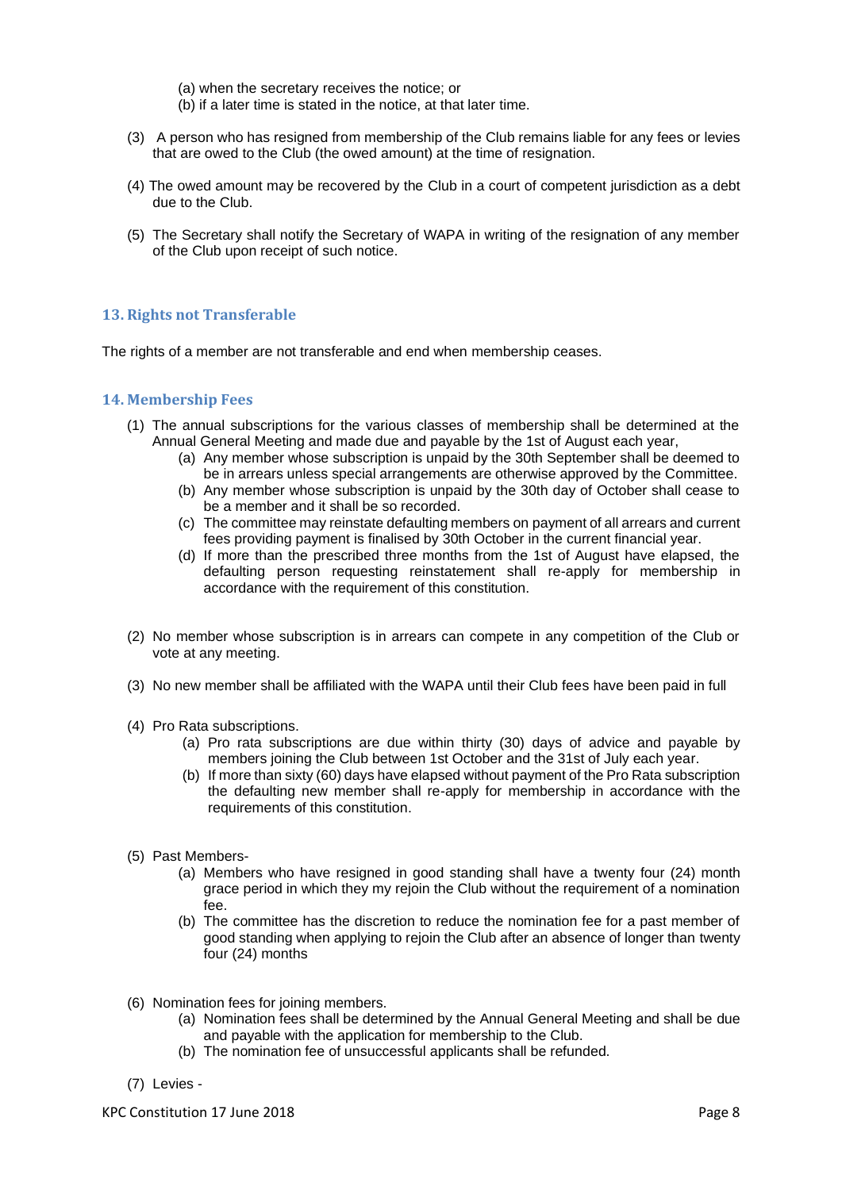(a) when the secretary receives the notice; or

(b) if a later time is stated in the notice, at that later time.

(3) A person who has resigned from membership of the Club remains liable for any fees or levies that are owed to the Club (the owed amount) at the time of resignation.

(4) The owed amount may be recovered by the Club in a court of competent jurisdiction as a debt due to the Club.

(5) The Secretary shall notify the Secretary of WAPA in writing of the resignation of any member of the Club upon receipt of such notice.

### 13. Rights not Transferable

The rights of a member are not transferable and end when membership ceases.

### 14. Membership Fees

(1) The annual subscriptions for the various classes of membership shall be determined at the Annual General Meeting and made due and payable by the 1st of August each year,

- (a) Any member whose subscription is unpaid by the 30th September shall be deemed to be in arrears unless special arrangements are otherwise approved by the Committee.
- (b) Any member whose subscription is unpaid by the 30th day of October shall cease to be a member and it shall be so recorded.
- (c) The committee may reinstate defaulting members on payment of all arrears and current fees providing payment is finalised by 30th October in the current financial year.
- (d) If more than the prescribed three months from the 1st of August have elapsed, the defaulting person requesting reinstatement shall re-apply for membership in accordance with the requirement of this constitution.

(2) No member whose subscription is in arrears can compete in any competition of the Club or vote at any meeting.

(3) No new member shall be affiliated with the WAPA until their Club fees have been paid in full

(4) Pro Rata subscriptions.

- (a) Pro rata subscriptions are due within thirty (30) days of advice and payable by members joining the Club between 1st October and the 31st of July each year.
- (b) If more than sixty (60) days have elapsed without payment of the Pro Rata subscription the defaulting new member shall re-apply for membership in accordance with the requirements of this constitution.

(5) Past Members-

- (a) Members who have resigned in good standing shall have a twenty four (24) month grace period in which they my rejoin the Club without the requirement of a nomination fee.
- (b) The committee has the discretion to reduce the nomination fee for a past member of good standing when applying to rejoin the Club after an absence of longer than twenty four (24) months

(6) Nomination fees for joining members.

- (a) Nomination fees shall be determined by the Annual General Meeting and shall be due and payable with the application for membership to the Club.
- (b) The nomination fee of unsuccessful applicants shall be refunded.

(7) Levies -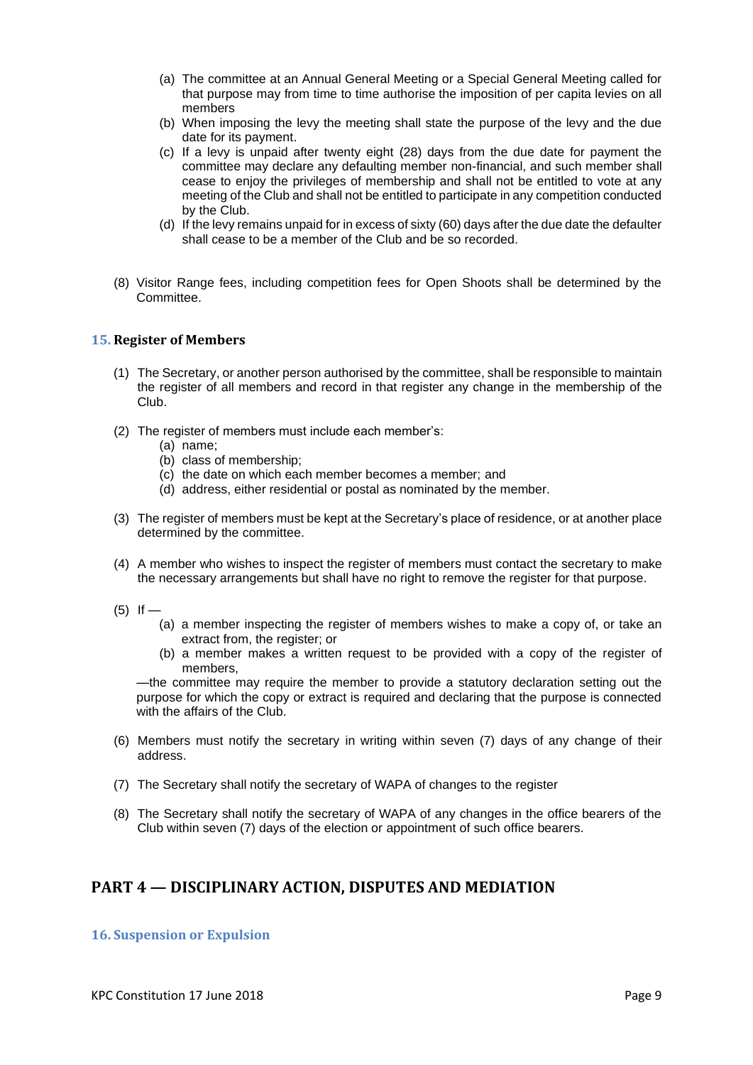(a) The committee at an Annual General Meeting or a Special General Meeting called for that purpose may from time to time authorise the imposition of per capita levies on all members

(b) When imposing the levy the meeting shall state the purpose of the levy and the due date for its payment.

(c) If a levy is unpaid after twenty eight (28) days from the due date for payment the committee may declare any defaulting member non-financial, and such member shall cease to enjoy the privileges of membership and shall not be entitled to vote at any meeting of the Club and shall not be entitled to participate in any competition conducted by the Club.

(d) If the levy remains unpaid for in excess of sixty (60) days after the due date the defaulter shall cease to be a member of the Club and be so recorded.

(8) Visitor Range fees, including competition fees for Open Shoots shall be determined by the Committee.

### 15. Register of Members

(1) The Secretary, or another person authorised by the committee, shall be responsible to maintain the register of all members and record in that register any change in the membership of the Club.

(2) The register of members must include each member's:
  (a) name;
  (b) class of membership;
  (c) the date on which each member becomes a member; and
  (d) address, either residential or postal as nominated by the member.

(3) The register of members must be kept at the Secretary's place of residence, or at another place determined by the committee.

(4) A member who wishes to inspect the register of members must contact the secretary to make the necessary arrangements but shall have no right to remove the register for that purpose.

(5) If —
  (a) a member inspecting the register of members wishes to make a copy of, or take an extract from, the register; or
  (b) a member makes a written request to be provided with a copy of the register of members,

—the committee may require the member to provide a statutory declaration setting out the purpose for which the copy or extract is required and declaring that the purpose is connected with the affairs of the Club.

(6) Members must notify the secretary in writing within seven (7) days of any change of their address.

(7) The Secretary shall notify the secretary of WAPA of changes to the register

(8) The Secretary shall notify the secretary of WAPA of any changes in the office bearers of the Club within seven (7) days of the election or appointment of such office bearers.

## PART 4 — DISCIPLINARY ACTION, DISPUTES AND MEDIATION

### 16. Suspension or Expulsion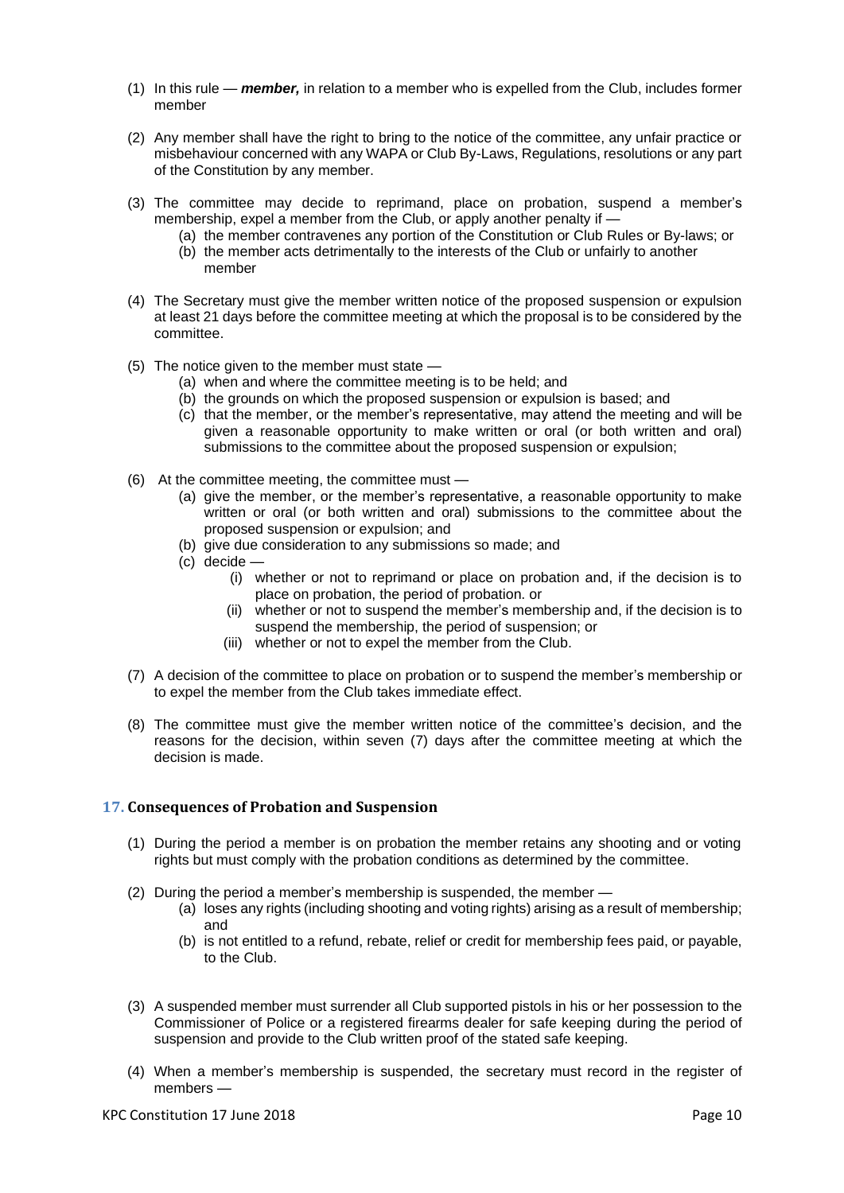(1) In this rule — ***member,*** in relation to a member who is expelled from the Club, includes former member

(2) Any member shall have the right to bring to the notice of the committee, any unfair practice or misbehaviour concerned with any WAPA or Club By-Laws, Regulations, resolutions or any part of the Constitution by any member.

(3) The committee may decide to reprimand, place on probation, suspend a member's membership, expel a member from the Club, or apply another penalty if —
- (a) the member contravenes any portion of the Constitution or Club Rules or By-laws; or
- (b) the member acts detrimentally to the interests of the Club or unfairly to another member

(4) The Secretary must give the member written notice of the proposed suspension or expulsion at least 21 days before the committee meeting at which the proposal is to be considered by the committee.

(5) The notice given to the member must state —
- (a) when and where the committee meeting is to be held; and
- (b) the grounds on which the proposed suspension or expulsion is based; and
- (c) that the member, or the member's representative, may attend the meeting and will be given a reasonable opportunity to make written or oral (or both written and oral) submissions to the committee about the proposed suspension or expulsion;

(6) At the committee meeting, the committee must —
- (a) give the member, or the member's representative, a reasonable opportunity to make written or oral (or both written and oral) submissions to the committee about the proposed suspension or expulsion; and
- (b) give due consideration to any submissions so made; and
- (c) decide —
  - (i) whether or not to reprimand or place on probation and, if the decision is to place on probation, the period of probation. or
  - (ii) whether or not to suspend the member's membership and, if the decision is to suspend the membership, the period of suspension; or
  - (iii) whether or not to expel the member from the Club.

(7) A decision of the committee to place on probation or to suspend the member's membership or to expel the member from the Club takes immediate effect.

(8) The committee must give the member written notice of the committee's decision, and the reasons for the decision, within seven (7) days after the committee meeting at which the decision is made.

## 17. Consequences of Probation and Suspension

(1) During the period a member is on probation the member retains any shooting and or voting rights but must comply with the probation conditions as determined by the committee.

(2) During the period a member's membership is suspended, the member —
- (a) loses any rights (including shooting and voting rights) arising as a result of membership; and
- (b) is not entitled to a refund, rebate, relief or credit for membership fees paid, or payable, to the Club.

(3) A suspended member must surrender all Club supported pistols in his or her possession to the Commissioner of Police or a registered firearms dealer for safe keeping during the period of suspension and provide to the Club written proof of the stated safe keeping.

(4) When a member's membership is suspended, the secretary must record in the register of members —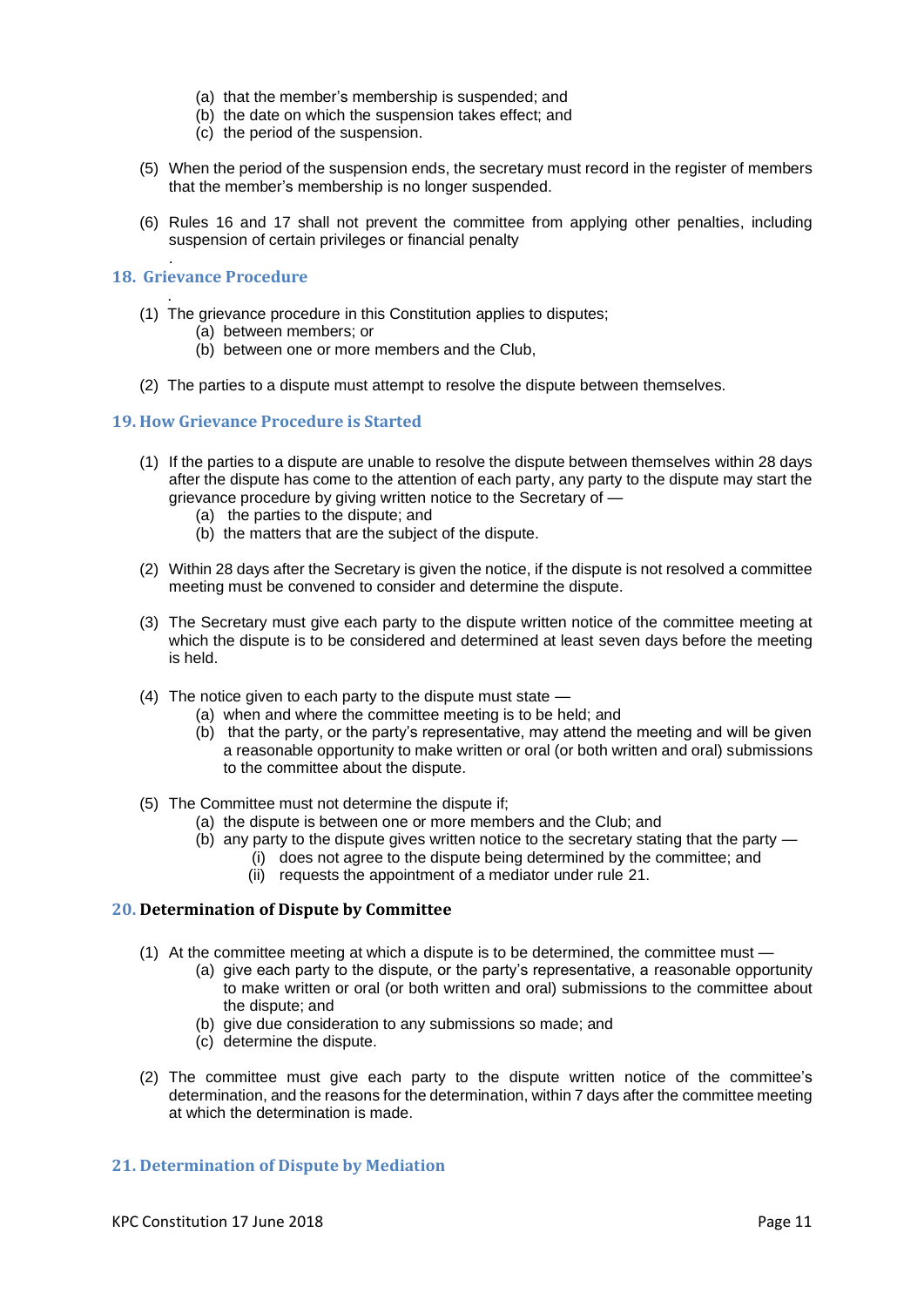(a) that the member's membership is suspended; and
(b) the date on which the suspension takes effect; and
(c) the period of the suspension.

(5) When the period of the suspension ends, the secretary must record in the register of members that the member's membership is no longer suspended.

(6) Rules 16 and 17 shall not prevent the committee from applying other penalties, including suspension of certain privileges or financial penalty

## 18. Grievance Procedure

(1) The grievance procedure in this Constitution applies to disputes;
   (a) between members; or
   (b) between one or more members and the Club,

(2) The parties to a dispute must attempt to resolve the dispute between themselves.

## 19. How Grievance Procedure is Started

(1) If the parties to a dispute are unable to resolve the dispute between themselves within 28 days after the dispute has come to the attention of each party, any party to the dispute may start the grievance procedure by giving written notice to the Secretary of —
   (a) the parties to the dispute; and
   (b) the matters that are the subject of the dispute.

(2) Within 28 days after the Secretary is given the notice, if the dispute is not resolved a committee meeting must be convened to consider and determine the dispute.

(3) The Secretary must give each party to the dispute written notice of the committee meeting at which the dispute is to be considered and determined at least seven days before the meeting is held.

(4) The notice given to each party to the dispute must state —
   (a) when and where the committee meeting is to be held; and
   (b) that the party, or the party's representative, may attend the meeting and will be given a reasonable opportunity to make written or oral (or both written and oral) submissions to the committee about the dispute.

(5) The Committee must not determine the dispute if;
   (a) the dispute is between one or more members and the Club; and
   (b) any party to the dispute gives written notice to the secretary stating that the party —
      (i) does not agree to the dispute being determined by the committee; and
      (ii) requests the appointment of a mediator under rule 21.

## 20. Determination of Dispute by Committee

(1) At the committee meeting at which a dispute is to be determined, the committee must —
   (a) give each party to the dispute, or the party's representative, a reasonable opportunity to make written or oral (or both written and oral) submissions to the committee about the dispute; and
   (b) give due consideration to any submissions so made; and
   (c) determine the dispute.

(2) The committee must give each party to the dispute written notice of the committee's determination, and the reasons for the determination, within 7 days after the committee meeting at which the determination is made.

## 21. Determination of Dispute by Mediation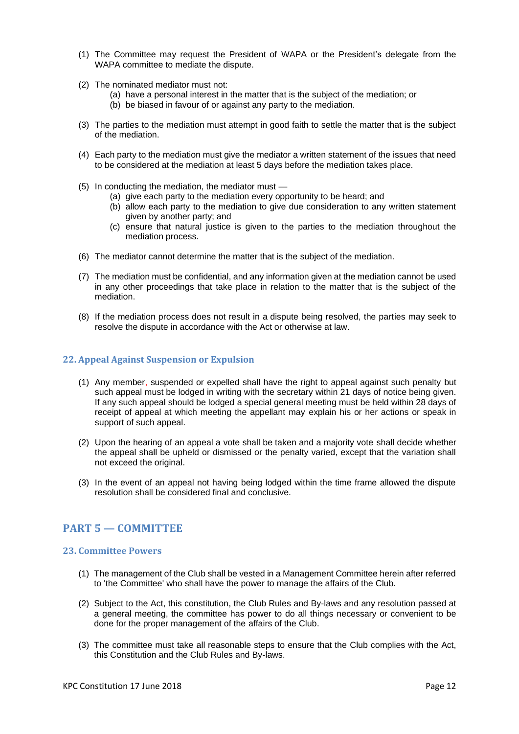(1) The Committee may request the President of WAPA or the President's delegate from the WAPA committee to mediate the dispute.

(2) The nominated mediator must not:
   - (a) have a personal interest in the matter that is the subject of the mediation; or
   - (b) be biased in favour of or against any party to the mediation.

(3) The parties to the mediation must attempt in good faith to settle the matter that is the subject of the mediation.

(4) Each party to the mediation must give the mediator a written statement of the issues that need to be considered at the mediation at least 5 days before the mediation takes place.

(5) In conducting the mediation, the mediator must —
   - (a) give each party to the mediation every opportunity to be heard; and
   - (b) allow each party to the mediation to give due consideration to any written statement given by another party; and
   - (c) ensure that natural justice is given to the parties to the mediation throughout the mediation process.

(6) The mediator cannot determine the matter that is the subject of the mediation.

(7) The mediation must be confidential, and any information given at the mediation cannot be used in any other proceedings that take place in relation to the matter that is the subject of the mediation.

(8) If the mediation process does not result in a dispute being resolved, the parties may seek to resolve the dispute in accordance with the Act or otherwise at law.

### 22. Appeal Against Suspension or Expulsion

(1) Any member, suspended or expelled shall have the right to appeal against such penalty but such appeal must be lodged in writing with the secretary within 21 days of notice being given. If any such appeal should be lodged a special general meeting must be held within 28 days of receipt of appeal at which meeting the appellant may explain his or her actions or speak in support of such appeal.

(2) Upon the hearing of an appeal a vote shall be taken and a majority vote shall decide whether the appeal shall be upheld or dismissed or the penalty varied, except that the variation shall not exceed the original.

(3) In the event of an appeal not having being lodged within the time frame allowed the dispute resolution shall be considered final and conclusive.

## PART 5 — COMMITTEE

### 23. Committee Powers

(1) The management of the Club shall be vested in a Management Committee herein after referred to 'the Committee' who shall have the power to manage the affairs of the Club.

(2) Subject to the Act, this constitution, the Club Rules and By-laws and any resolution passed at a general meeting, the committee has power to do all things necessary or convenient to be done for the proper management of the affairs of the Club.

(3) The committee must take all reasonable steps to ensure that the Club complies with the Act, this Constitution and the Club Rules and By-laws.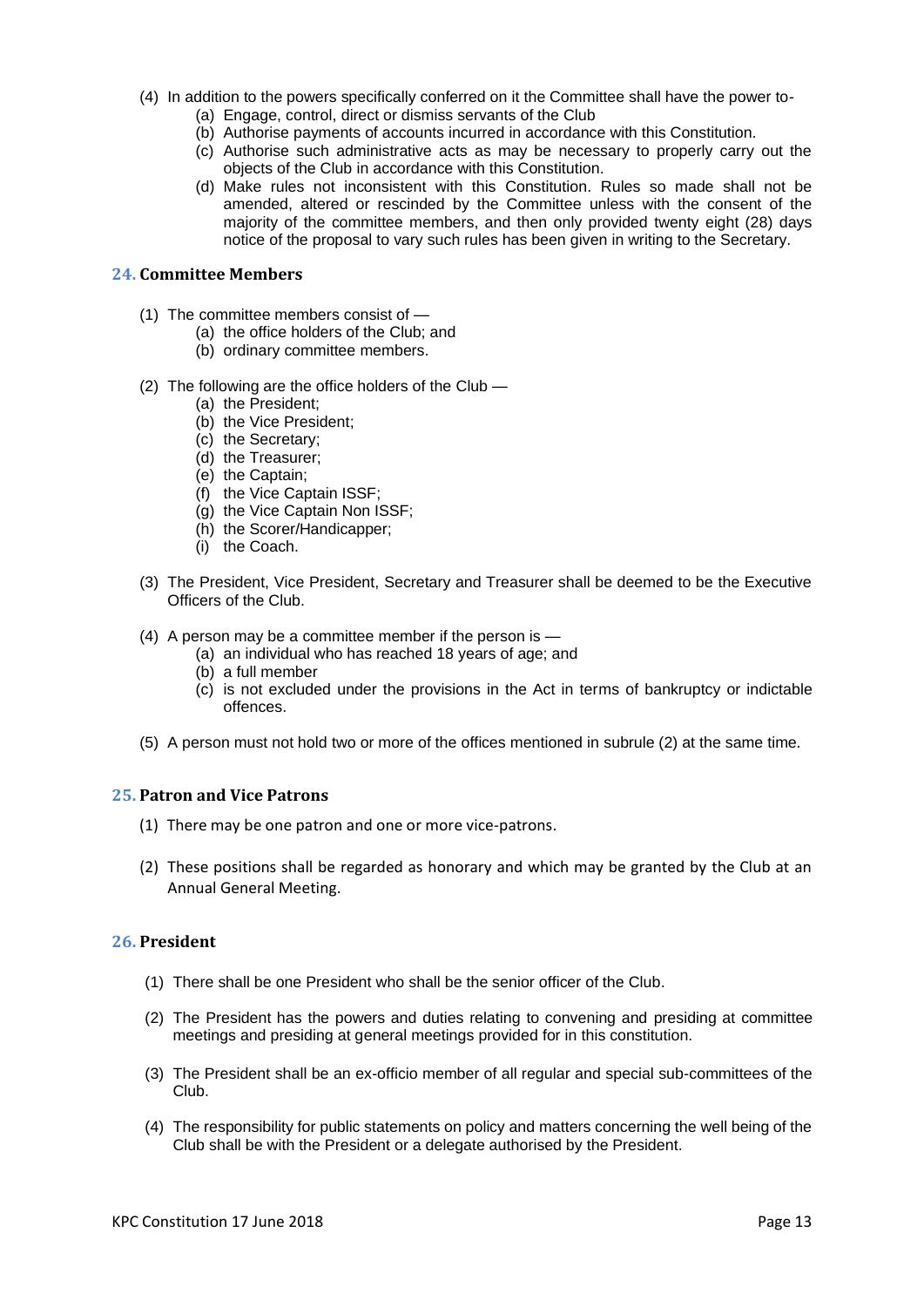(4) In addition to the powers specifically conferred on it the Committee shall have the power to-

  (a) Engage, control, direct or dismiss servants of the Club
  (b) Authorise payments of accounts incurred in accordance with this Constitution.
  (c) Authorise such administrative acts as may be necessary to properly carry out the objects of the Club in accordance with this Constitution.
  (d) Make rules not inconsistent with this Constitution. Rules so made shall not be amended, altered or rescinded by the Committee unless with the consent of the majority of the committee members, and then only provided twenty eight (28) days notice of the proposal to vary such rules has been given in writing to the Secretary.

## 24. Committee Members

(1) The committee members consist of —

  (a) the office holders of the Club; and
  (b) ordinary committee members.

(2) The following are the office holders of the Club —

  (a) the President;
  (b) the Vice President;
  (c) the Secretary;
  (d) the Treasurer;
  (e) the Captain;
  (f) the Vice Captain ISSF;
  (g) the Vice Captain Non ISSF;
  (h) the Scorer/Handicapper;
  (i) the Coach.

(3) The President, Vice President, Secretary and Treasurer shall be deemed to be the Executive Officers of the Club.

(4) A person may be a committee member if the person is —

  (a) an individual who has reached 18 years of age; and
  (b) a full member
  (c) is not excluded under the provisions in the Act in terms of bankruptcy or indictable offences.

(5) A person must not hold two or more of the offices mentioned in subrule (2) at the same time.

## 25. Patron and Vice Patrons

(1) There may be one patron and one or more vice-patrons.

(2) These positions shall be regarded as honorary and which may be granted by the Club at an Annual General Meeting.

## 26. President

(1) There shall be one President who shall be the senior officer of the Club.

(2) The President has the powers and duties relating to convening and presiding at committee meetings and presiding at general meetings provided for in this constitution.

(3) The President shall be an ex-officio member of all regular and special sub-committees of the Club.

(4) The responsibility for public statements on policy and matters concerning the well being of the Club shall be with the President or a delegate authorised by the President.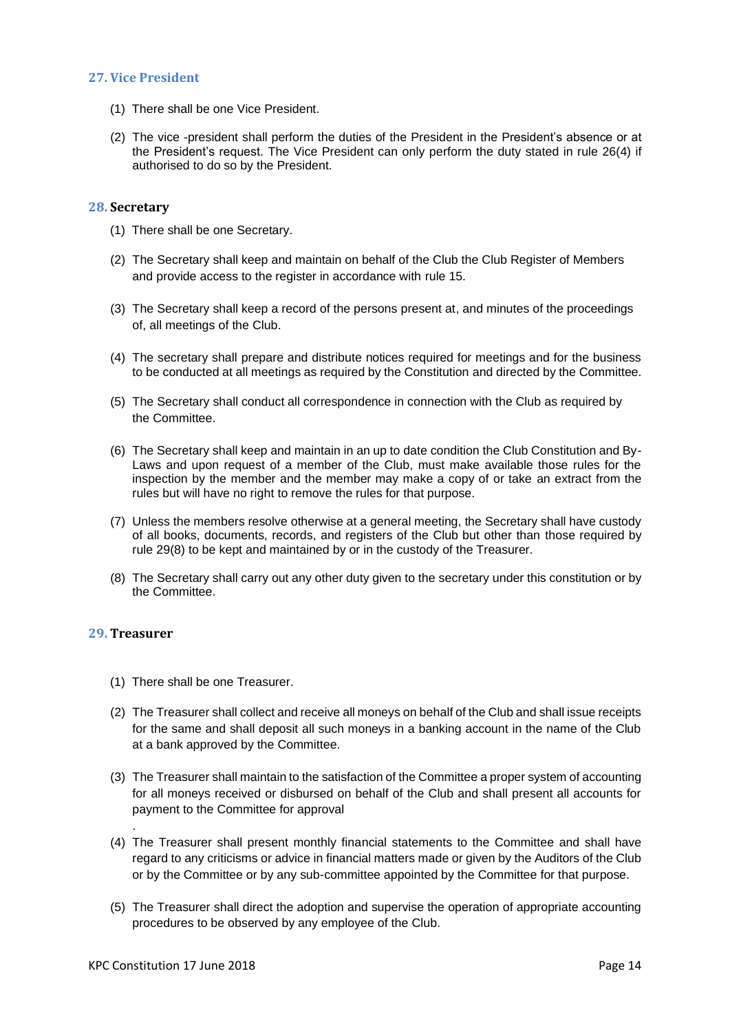## 27. Vice President

(1) There shall be one Vice President.

(2) The vice -president shall perform the duties of the President in the President's absence or at the President's request. The Vice President can only perform the duty stated in rule 26(4) if authorised to do so by the President.

## 28. Secretary

(1) There shall be one Secretary.

(2) The Secretary shall keep and maintain on behalf of the Club the Club Register of Members and provide access to the register in accordance with rule 15.

(3) The Secretary shall keep a record of the persons present at, and minutes of the proceedings of, all meetings of the Club.

(4) The secretary shall prepare and distribute notices required for meetings and for the business to be conducted at all meetings as required by the Constitution and directed by the Committee.

(5) The Secretary shall conduct all correspondence in connection with the Club as required by the Committee.

(6) The Secretary shall keep and maintain in an up to date condition the Club Constitution and By-Laws and upon request of a member of the Club, must make available those rules for the inspection by the member and the member may make a copy of or take an extract from the rules but will have no right to remove the rules for that purpose.

(7) Unless the members resolve otherwise at a general meeting, the Secretary shall have custody of all books, documents, records, and registers of the Club but other than those required by rule 29(8) to be kept and maintained by or in the custody of the Treasurer.

(8) The Secretary shall carry out any other duty given to the secretary under this constitution or by the Committee.

## 29. Treasurer

(1) There shall be one Treasurer.

(2) The Treasurer shall collect and receive all moneys on behalf of the Club and shall issue receipts for the same and shall deposit all such moneys in a banking account in the name of the Club at a bank approved by the Committee.

(3) The Treasurer shall maintain to the satisfaction of the Committee a proper system of accounting for all moneys received or disbursed on behalf of the Club and shall present all accounts for payment to the Committee for approval

.

(4) The Treasurer shall present monthly financial statements to the Committee and shall have regard to any criticisms or advice in financial matters made or given by the Auditors of the Club or by the Committee or by any sub-committee appointed by the Committee for that purpose.

(5) The Treasurer shall direct the adoption and supervise the operation of appropriate accounting procedures to be observed by any employee of the Club.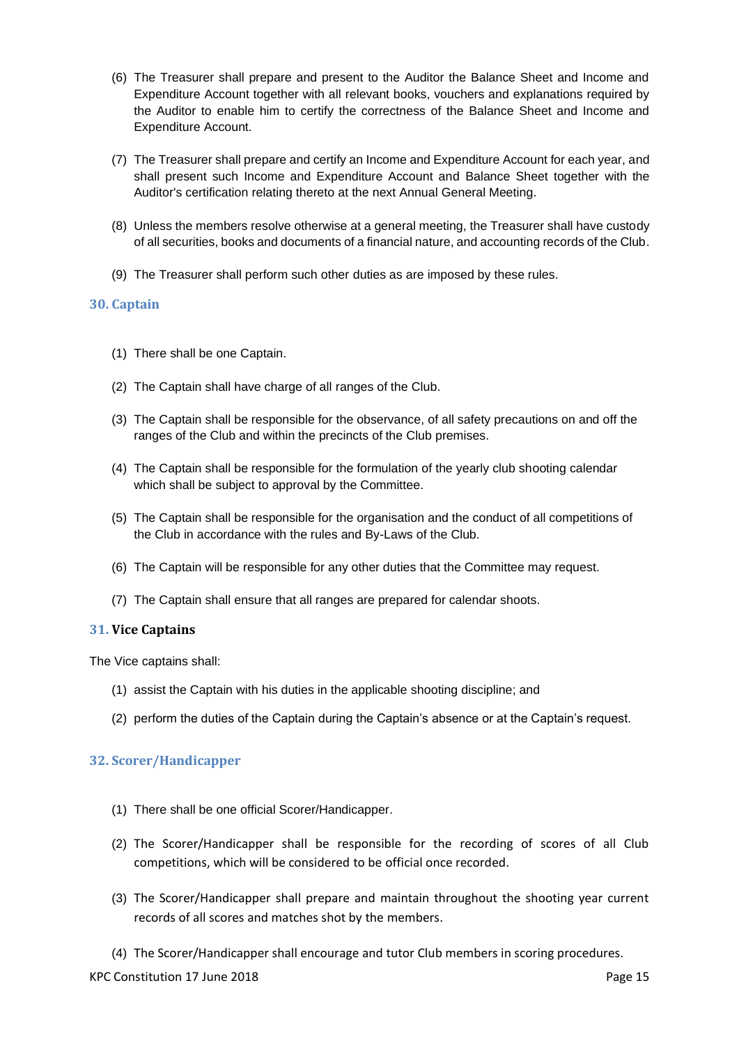(6) The Treasurer shall prepare and present to the Auditor the Balance Sheet and Income and Expenditure Account together with all relevant books, vouchers and explanations required by the Auditor to enable him to certify the correctness of the Balance Sheet and Income and Expenditure Account.

(7) The Treasurer shall prepare and certify an Income and Expenditure Account for each year, and shall present such Income and Expenditure Account and Balance Sheet together with the Auditor's certification relating thereto at the next Annual General Meeting.

(8) Unless the members resolve otherwise at a general meeting, the Treasurer shall have custody of all securities, books and documents of a financial nature, and accounting records of the Club.

(9) The Treasurer shall perform such other duties as are imposed by these rules.

## 30. Captain

(1) There shall be one Captain.

(2) The Captain shall have charge of all ranges of the Club.

(3) The Captain shall be responsible for the observance, of all safety precautions on and off the ranges of the Club and within the precincts of the Club premises.

(4) The Captain shall be responsible for the formulation of the yearly club shooting calendar which shall be subject to approval by the Committee.

(5) The Captain shall be responsible for the organisation and the conduct of all competitions of the Club in accordance with the rules and By-Laws of the Club.

(6) The Captain will be responsible for any other duties that the Committee may request.

(7) The Captain shall ensure that all ranges are prepared for calendar shoots.

## 31. Vice Captains

The Vice captains shall:

(1) assist the Captain with his duties in the applicable shooting discipline; and

(2) perform the duties of the Captain during the Captain's absence or at the Captain's request.

## 32. Scorer/Handicapper

(1) There shall be one official Scorer/Handicapper.

(2) The Scorer/Handicapper shall be responsible for the recording of scores of all Club competitions, which will be considered to be official once recorded.

(3) The Scorer/Handicapper shall prepare and maintain throughout the shooting year current records of all scores and matches shot by the members.

(4) The Scorer/Handicapper shall encourage and tutor Club members in scoring procedures.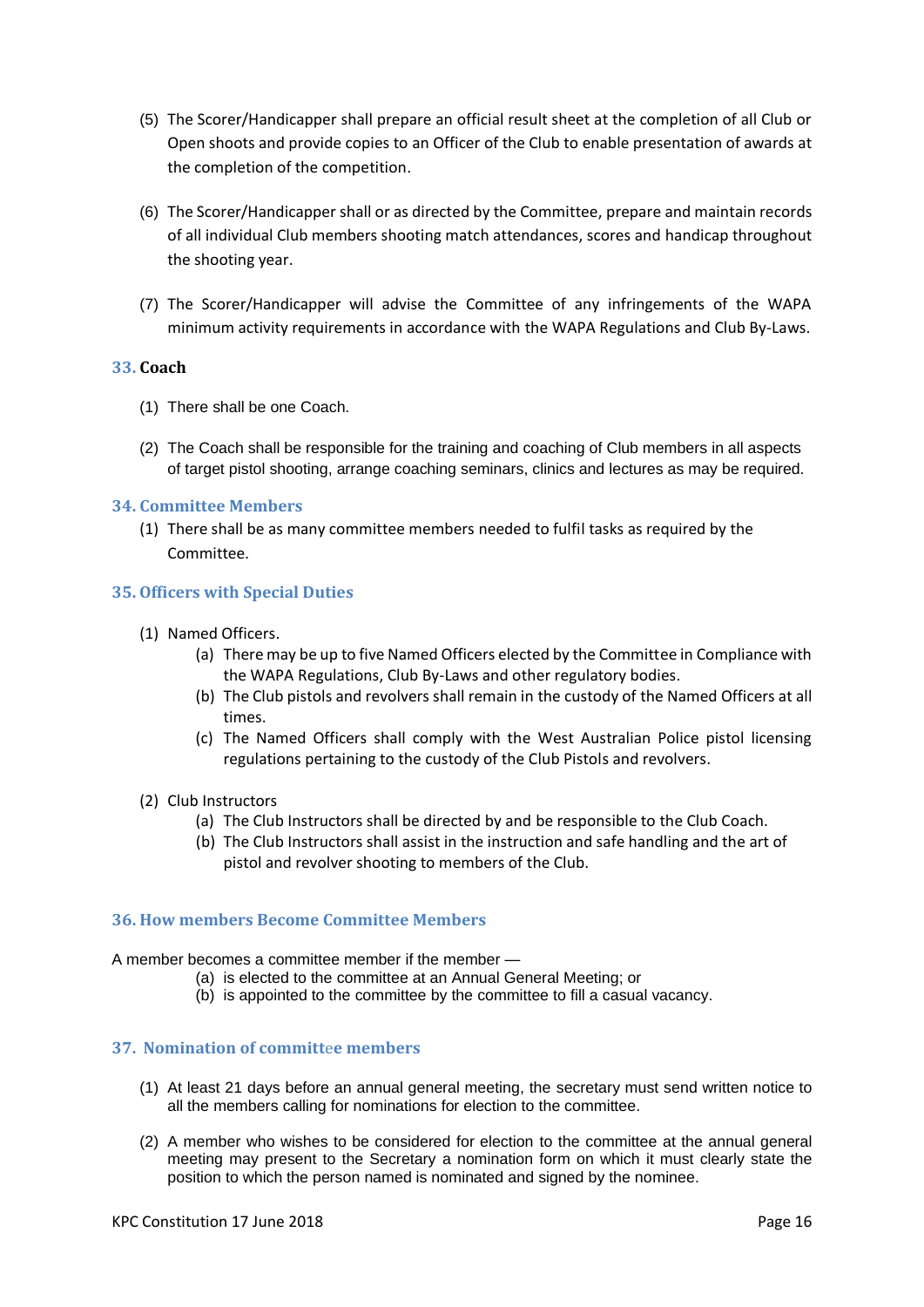(5) The Scorer/Handicapper shall prepare an official result sheet at the completion of all Club or Open shoots and provide copies to an Officer of the Club to enable presentation of awards at the completion of the competition.

(6) The Scorer/Handicapper shall or as directed by the Committee, prepare and maintain records of all individual Club members shooting match attendances, scores and handicap throughout the shooting year.

(7) The Scorer/Handicapper will advise the Committee of any infringements of the WAPA minimum activity requirements in accordance with the WAPA Regulations and Club By-Laws.

## 33. Coach

(1) There shall be one Coach.

(2) The Coach shall be responsible for the training and coaching of Club members in all aspects of target pistol shooting, arrange coaching seminars, clinics and lectures as may be required.

## 34. Committee Members

(1) There shall be as many committee members needed to fulfil tasks as required by the Committee.

## 35. Officers with Special Duties

(1) Named Officers.
- (a) There may be up to five Named Officers elected by the Committee in Compliance with the WAPA Regulations, Club By-Laws and other regulatory bodies.
- (b) The Club pistols and revolvers shall remain in the custody of the Named Officers at all times.
- (c) The Named Officers shall comply with the West Australian Police pistol licensing regulations pertaining to the custody of the Club Pistols and revolvers.

(2) Club Instructors
- (a) The Club Instructors shall be directed by and be responsible to the Club Coach.
- (b) The Club Instructors shall assist in the instruction and safe handling and the art of pistol and revolver shooting to members of the Club.

## 36. How members Become Committee Members

A member becomes a committee member if the member —
- (a) is elected to the committee at an Annual General Meeting; or
- (b) is appointed to the committee by the committee to fill a casual vacancy.

## 37. Nomination of committee members

(1) At least 21 days before an annual general meeting, the secretary must send written notice to all the members calling for nominations for election to the committee.

(2) A member who wishes to be considered for election to the committee at the annual general meeting may present to the Secretary a nomination form on which it must clearly state the position to which the person named is nominated and signed by the nominee.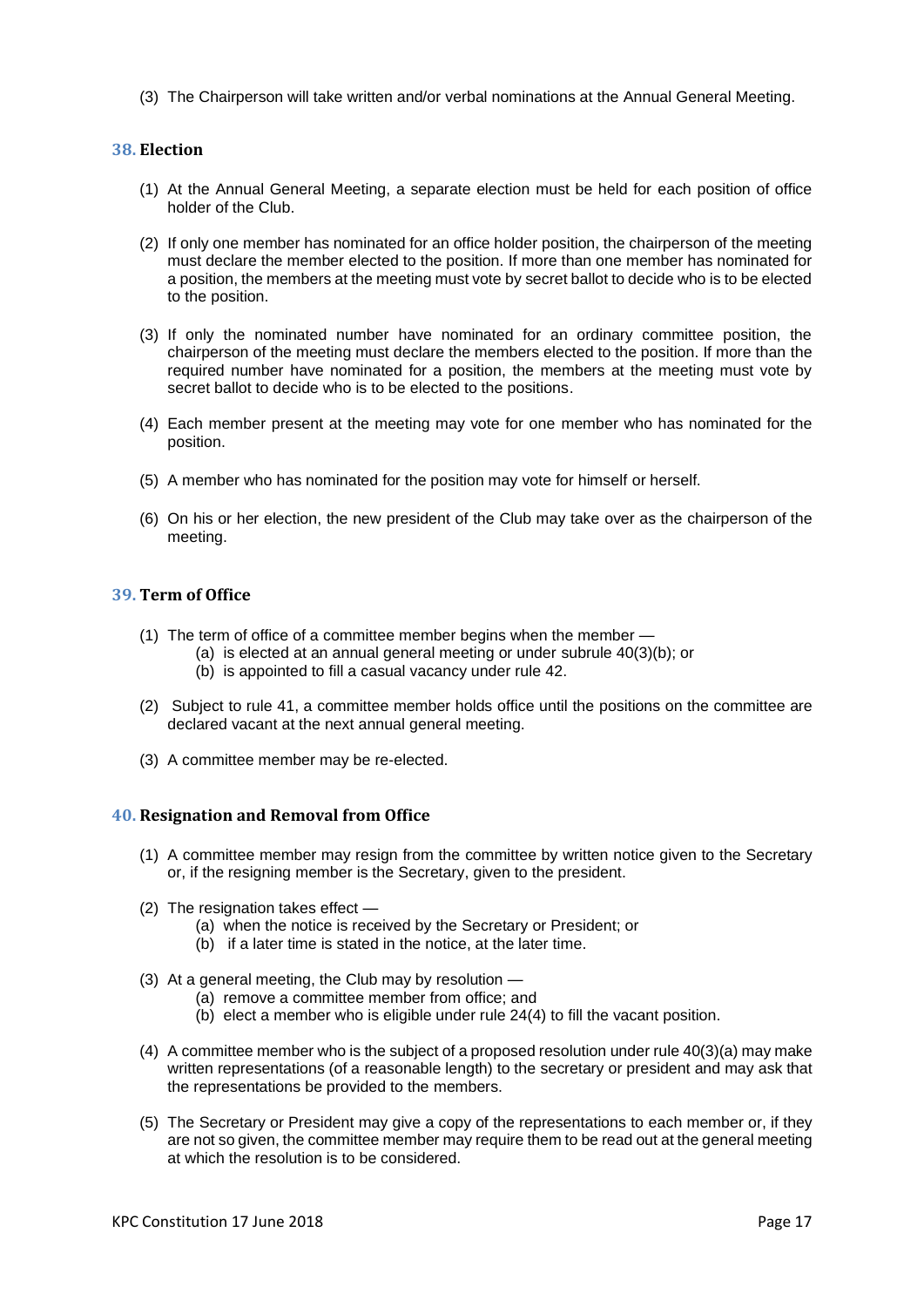(3) The Chairperson will take written and/or verbal nominations at the Annual General Meeting.

## 38. Election

(1) At the Annual General Meeting, a separate election must be held for each position of office holder of the Club.

(2) If only one member has nominated for an office holder position, the chairperson of the meeting must declare the member elected to the position. If more than one member has nominated for a position, the members at the meeting must vote by secret ballot to decide who is to be elected to the position.

(3) If only the nominated number have nominated for an ordinary committee position, the chairperson of the meeting must declare the members elected to the position. If more than the required number have nominated for a position, the members at the meeting must vote by secret ballot to decide who is to be elected to the positions.

(4) Each member present at the meeting may vote for one member who has nominated for the position.

(5) A member who has nominated for the position may vote for himself or herself.

(6) On his or her election, the new president of the Club may take over as the chairperson of the meeting.

## 39. Term of Office

(1) The term of office of a committee member begins when the member —
   (a) is elected at an annual general meeting or under subrule 40(3)(b); or
   (b) is appointed to fill a casual vacancy under rule 42.

(2) Subject to rule 41, a committee member holds office until the positions on the committee are declared vacant at the next annual general meeting.

(3) A committee member may be re-elected.

## 40. Resignation and Removal from Office

(1) A committee member may resign from the committee by written notice given to the Secretary or, if the resigning member is the Secretary, given to the president.

(2) The resignation takes effect —
   (a) when the notice is received by the Secretary or President; or
   (b) if a later time is stated in the notice, at the later time.

(3) At a general meeting, the Club may by resolution —
   (a) remove a committee member from office; and
   (b) elect a member who is eligible under rule 24(4) to fill the vacant position.

(4) A committee member who is the subject of a proposed resolution under rule 40(3)(a) may make written representations (of a reasonable length) to the secretary or president and may ask that the representations be provided to the members.

(5) The Secretary or President may give a copy of the representations to each member or, if they are not so given, the committee member may require them to be read out at the general meeting at which the resolution is to be considered.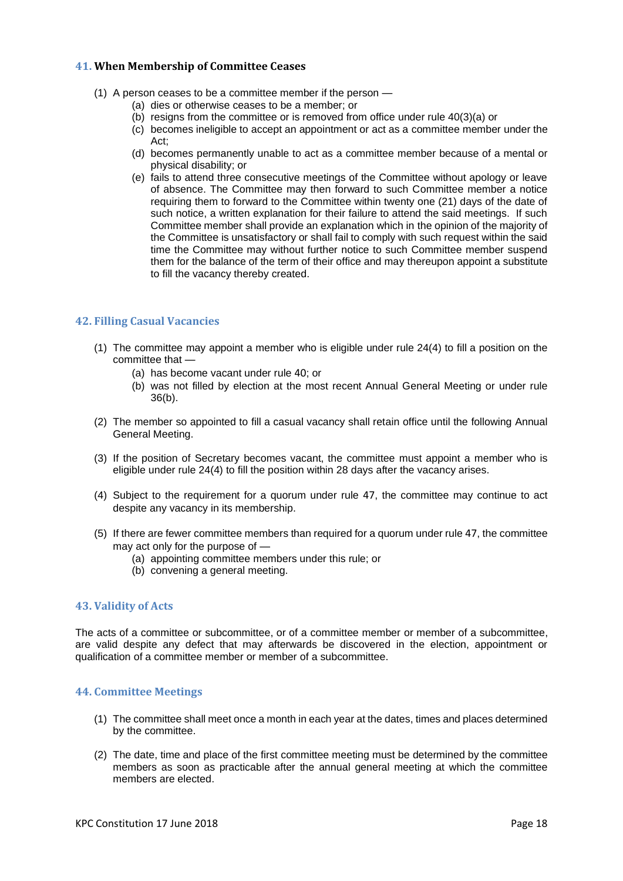## 41. When Membership of Committee Ceases

(1) A person ceases to be a committee member if the person —
  (a) dies or otherwise ceases to be a member; or
  (b) resigns from the committee or is removed from office under rule 40(3)(a) or
  (c) becomes ineligible to accept an appointment or act as a committee member under the Act;
  (d) becomes permanently unable to act as a committee member because of a mental or physical disability; or
  (e) fails to attend three consecutive meetings of the Committee without apology or leave of absence. The Committee may then forward to such Committee member a notice requiring them to forward to the Committee within twenty one (21) days of the date of such notice, a written explanation for their failure to attend the said meetings. If such Committee member shall provide an explanation which in the opinion of the majority of the Committee is unsatisfactory or shall fail to comply with such request within the said time the Committee may without further notice to such Committee member suspend them for the balance of the term of their office and may thereupon appoint a substitute to fill the vacancy thereby created.

## 42. Filling Casual Vacancies

(1) The committee may appoint a member who is eligible under rule 24(4) to fill a position on the committee that —
  (a) has become vacant under rule 40; or
  (b) was not filled by election at the most recent Annual General Meeting or under rule 36(b).

(2) The member so appointed to fill a casual vacancy shall retain office until the following Annual General Meeting.

(3) If the position of Secretary becomes vacant, the committee must appoint a member who is eligible under rule 24(4) to fill the position within 28 days after the vacancy arises.

(4) Subject to the requirement for a quorum under rule 47, the committee may continue to act despite any vacancy in its membership.

(5) If there are fewer committee members than required for a quorum under rule 47, the committee may act only for the purpose of —
  (a) appointing committee members under this rule; or
  (b) convening a general meeting.

## 43. Validity of Acts

The acts of a committee or subcommittee, or of a committee member or member of a subcommittee, are valid despite any defect that may afterwards be discovered in the election, appointment or qualification of a committee member or member of a subcommittee.

## 44. Committee Meetings

(1) The committee shall meet once a month in each year at the dates, times and places determined by the committee.

(2) The date, time and place of the first committee meeting must be determined by the committee members as soon as practicable after the annual general meeting at which the committee members are elected.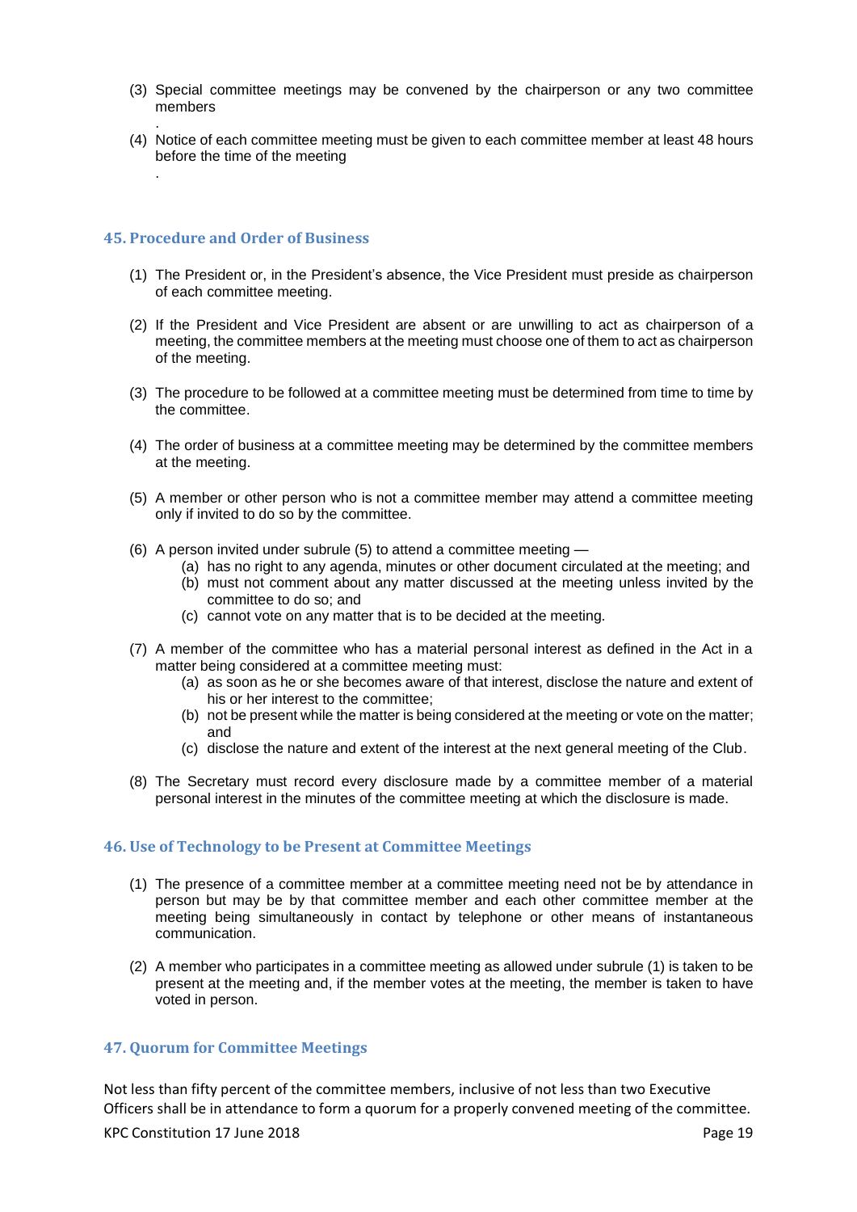(3) Special committee meetings may be convened by the chairperson or any two committee members
.

(4) Notice of each committee meeting must be given to each committee member at least 48 hours before the time of the meeting
.

## 45. Procedure and Order of Business

(1) The President or, in the President's absence, the Vice President must preside as chairperson of each committee meeting.

(2) If the President and Vice President are absent or are unwilling to act as chairperson of a meeting, the committee members at the meeting must choose one of them to act as chairperson of the meeting.

(3) The procedure to be followed at a committee meeting must be determined from time to time by the committee.

(4) The order of business at a committee meeting may be determined by the committee members at the meeting.

(5) A member or other person who is not a committee member may attend a committee meeting only if invited to do so by the committee.

(6) A person invited under subrule (5) to attend a committee meeting —
   - (a) has no right to any agenda, minutes or other document circulated at the meeting; and
   - (b) must not comment about any matter discussed at the meeting unless invited by the committee to do so; and
   - (c) cannot vote on any matter that is to be decided at the meeting.

(7) A member of the committee who has a material personal interest as defined in the Act in a matter being considered at a committee meeting must:
   - (a) as soon as he or she becomes aware of that interest, disclose the nature and extent of his or her interest to the committee;
   - (b) not be present while the matter is being considered at the meeting or vote on the matter; and
   - (c) disclose the nature and extent of the interest at the next general meeting of the Club.

(8) The Secretary must record every disclosure made by a committee member of a material personal interest in the minutes of the committee meeting at which the disclosure is made.

## 46. Use of Technology to be Present at Committee Meetings

(1) The presence of a committee member at a committee meeting need not be by attendance in person but may be by that committee member and each other committee member at the meeting being simultaneously in contact by telephone or other means of instantaneous communication.

(2) A member who participates in a committee meeting as allowed under subrule (1) is taken to be present at the meeting and, if the member votes at the meeting, the member is taken to have voted in person.

## 47. Quorum for Committee Meetings

Not less than fifty percent of the committee members, inclusive of not less than two Executive Officers shall be in attendance to form a quorum for a properly convened meeting of the committee.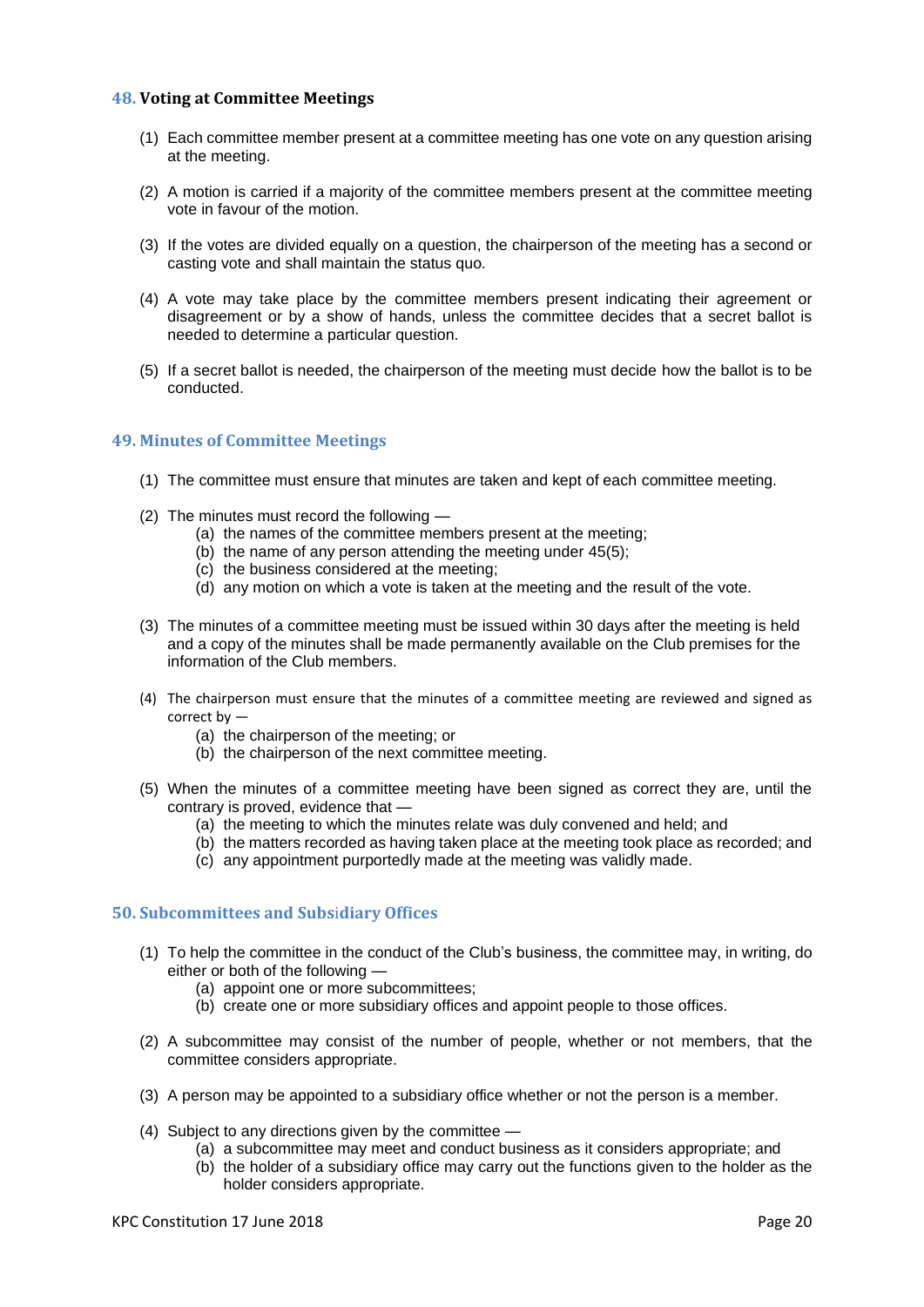## 48. Voting at Committee Meetings

(1) Each committee member present at a committee meeting has one vote on any question arising at the meeting.

(2) A motion is carried if a majority of the committee members present at the committee meeting vote in favour of the motion.

(3) If the votes are divided equally on a question, the chairperson of the meeting has a second or casting vote and shall maintain the status quo.

(4) A vote may take place by the committee members present indicating their agreement or disagreement or by a show of hands, unless the committee decides that a secret ballot is needed to determine a particular question.

(5) If a secret ballot is needed, the chairperson of the meeting must decide how the ballot is to be conducted.

## 49. Minutes of Committee Meetings

(1) The committee must ensure that minutes are taken and kept of each committee meeting.

(2) The minutes must record the following —
   (a) the names of the committee members present at the meeting;
   (b) the name of any person attending the meeting under 45(5);
   (c) the business considered at the meeting;
   (d) any motion on which a vote is taken at the meeting and the result of the vote.

(3) The minutes of a committee meeting must be issued within 30 days after the meeting is held and a copy of the minutes shall be made permanently available on the Club premises for the information of the Club members.

(4) The chairperson must ensure that the minutes of a committee meeting are reviewed and signed as correct by —
   (a) the chairperson of the meeting; or
   (b) the chairperson of the next committee meeting.

(5) When the minutes of a committee meeting have been signed as correct they are, until the contrary is proved, evidence that —
   (a) the meeting to which the minutes relate was duly convened and held; and
   (b) the matters recorded as having taken place at the meeting took place as recorded; and
   (c) any appointment purportedly made at the meeting was validly made.

## 50. Subcommittees and Subsidiary Offices

(1) To help the committee in the conduct of the Club's business, the committee may, in writing, do either or both of the following —
   (a) appoint one or more subcommittees;
   (b) create one or more subsidiary offices and appoint people to those offices.

(2) A subcommittee may consist of the number of people, whether or not members, that the committee considers appropriate.

(3) A person may be appointed to a subsidiary office whether or not the person is a member.

(4) Subject to any directions given by the committee —
   (a) a subcommittee may meet and conduct business as it considers appropriate; and
   (b) the holder of a subsidiary office may carry out the functions given to the holder as the holder considers appropriate.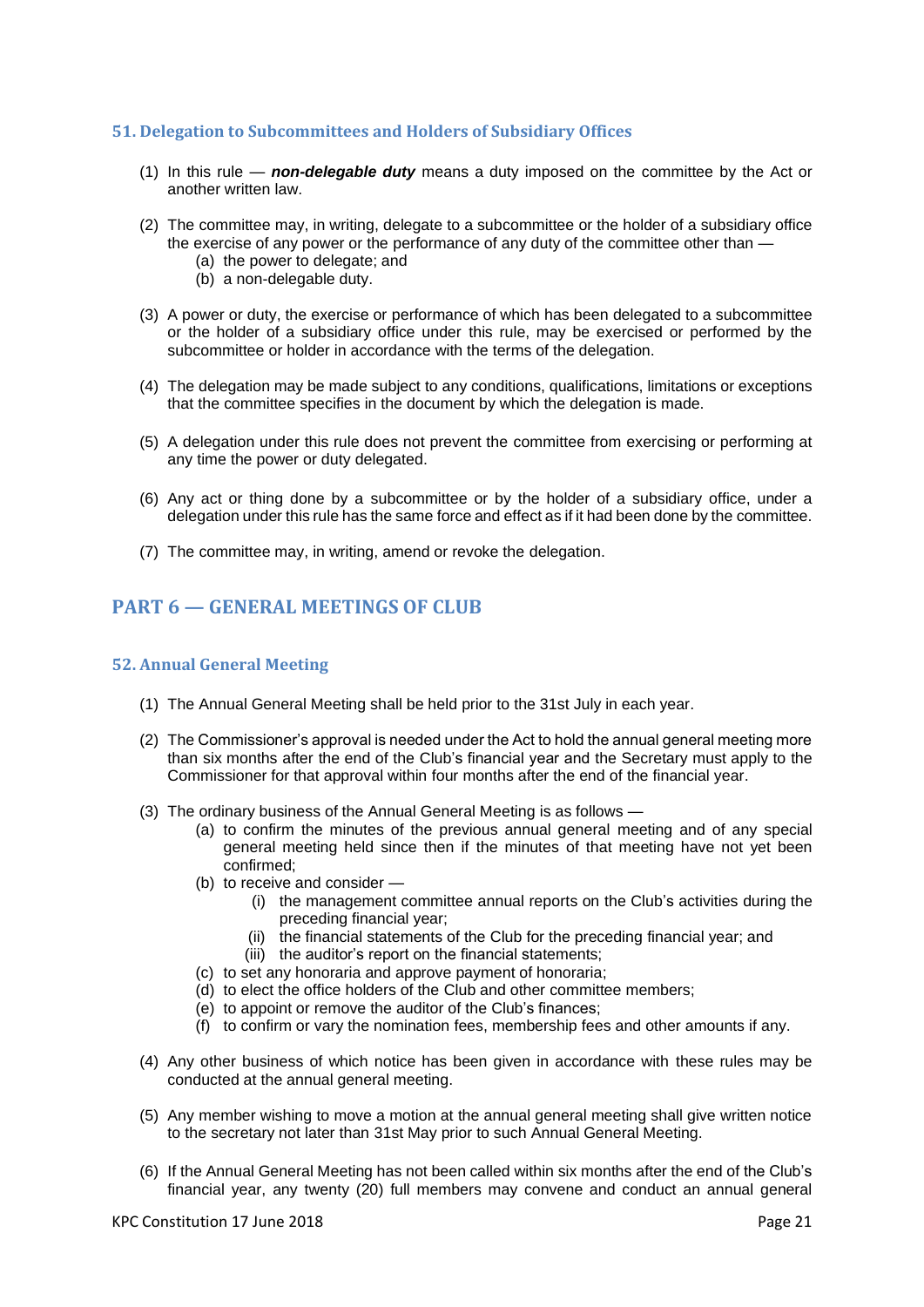### 51. Delegation to Subcommittees and Holders of Subsidiary Offices

(1) In this rule — ***non-delegable duty*** means a duty imposed on the committee by the Act or another written law.

(2) The committee may, in writing, delegate to a subcommittee or the holder of a subsidiary office the exercise of any power or the performance of any duty of the committee other than —
   - (a) the power to delegate; and
   - (b) a non-delegable duty.

(3) A power or duty, the exercise or performance of which has been delegated to a subcommittee or the holder of a subsidiary office under this rule, may be exercised or performed by the subcommittee or holder in accordance with the terms of the delegation.

(4) The delegation may be made subject to any conditions, qualifications, limitations or exceptions that the committee specifies in the document by which the delegation is made.

(5) A delegation under this rule does not prevent the committee from exercising or performing at any time the power or duty delegated.

(6) Any act or thing done by a subcommittee or by the holder of a subsidiary office, under a delegation under this rule has the same force and effect as if it had been done by the committee.

(7) The committee may, in writing, amend or revoke the delegation.

## PART 6 — GENERAL MEETINGS OF CLUB

### 52. Annual General Meeting

(1) The Annual General Meeting shall be held prior to the 31st July in each year.

(2) The Commissioner's approval is needed under the Act to hold the annual general meeting more than six months after the end of the Club's financial year and the Secretary must apply to the Commissioner for that approval within four months after the end of the financial year.

(3) The ordinary business of the Annual General Meeting is as follows —
   - (a) to confirm the minutes of the previous annual general meeting and of any special general meeting held since then if the minutes of that meeting have not yet been confirmed;
   - (b) to receive and consider —
     - (i) the management committee annual reports on the Club's activities during the preceding financial year;
     - (ii) the financial statements of the Club for the preceding financial year; and
     - (iii) the auditor's report on the financial statements;
   - (c) to set any honoraria and approve payment of honoraria;
   - (d) to elect the office holders of the Club and other committee members;
   - (e) to appoint or remove the auditor of the Club's finances;
   - (f) to confirm or vary the nomination fees, membership fees and other amounts if any.

(4) Any other business of which notice has been given in accordance with these rules may be conducted at the annual general meeting.

(5) Any member wishing to move a motion at the annual general meeting shall give written notice to the secretary not later than 31st May prior to such Annual General Meeting.

(6) If the Annual General Meeting has not been called within six months after the end of the Club's financial year, any twenty (20) full members may convene and conduct an annual general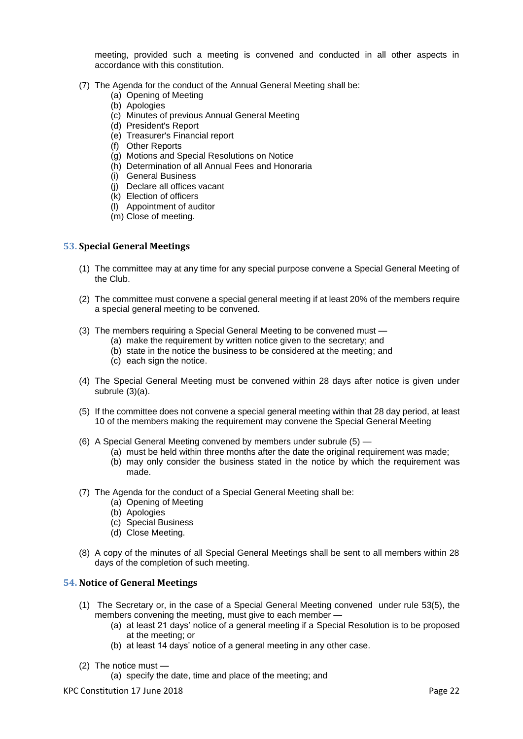meeting, provided such a meeting is convened and conducted in all other aspects in accordance with this constitution.

(7) The Agenda for the conduct of the Annual General Meeting shall be:
   (a) Opening of Meeting
   (b) Apologies
   (c) Minutes of previous Annual General Meeting
   (d) President's Report
   (e) Treasurer's Financial report
   (f) Other Reports
   (g) Motions and Special Resolutions on Notice
   (h) Determination of all Annual Fees and Honoraria
   (i) General Business
   (j) Declare all offices vacant
   (k) Election of officers
   (l) Appointment of auditor
   (m) Close of meeting.

## 53. Special General Meetings

(1) The committee may at any time for any special purpose convene a Special General Meeting of the Club.

(2) The committee must convene a special general meeting if at least 20% of the members require a special general meeting to be convened.

(3) The members requiring a Special General Meeting to be convened must —
   (a) make the requirement by written notice given to the secretary; and
   (b) state in the notice the business to be considered at the meeting; and
   (c) each sign the notice.

(4) The Special General Meeting must be convened within 28 days after notice is given under subrule (3)(a).

(5) If the committee does not convene a special general meeting within that 28 day period, at least 10 of the members making the requirement may convene the Special General Meeting

(6) A Special General Meeting convened by members under subrule (5) —
   (a) must be held within three months after the date the original requirement was made;
   (b) may only consider the business stated in the notice by which the requirement was made.

(7) The Agenda for the conduct of a Special General Meeting shall be:
   (a) Opening of Meeting
   (b) Apologies
   (c) Special Business
   (d) Close Meeting.

(8) A copy of the minutes of all Special General Meetings shall be sent to all members within 28 days of the completion of such meeting.

## 54. Notice of General Meetings

(1) The Secretary or, in the case of a Special General Meeting convened under rule 53(5), the members convening the meeting, must give to each member —
   (a) at least 21 days' notice of a general meeting if a Special Resolution is to be proposed at the meeting; or
   (b) at least 14 days' notice of a general meeting in any other case.

(2) The notice must —
   (a) specify the date, time and place of the meeting; and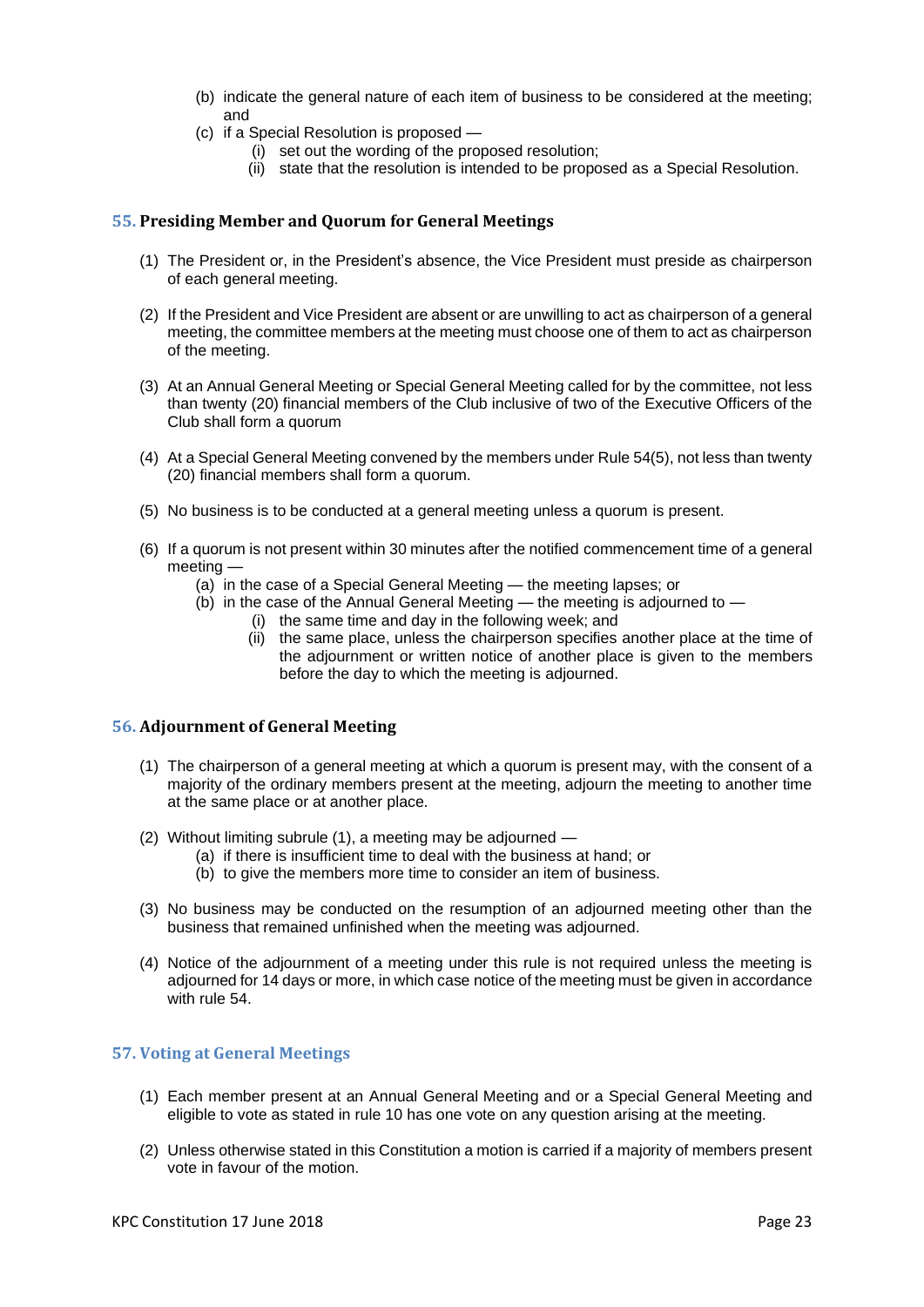(b) indicate the general nature of each item of business to be considered at the meeting; and

(c) if a Special Resolution is proposed —

  (i) set out the wording of the proposed resolution;

  (ii) state that the resolution is intended to be proposed as a Special Resolution.

## 55. Presiding Member and Quorum for General Meetings

(1) The President or, in the President's absence, the Vice President must preside as chairperson of each general meeting.

(2) If the President and Vice President are absent or are unwilling to act as chairperson of a general meeting, the committee members at the meeting must choose one of them to act as chairperson of the meeting.

(3) At an Annual General Meeting or Special General Meeting called for by the committee, not less than twenty (20) financial members of the Club inclusive of two of the Executive Officers of the Club shall form a quorum

(4) At a Special General Meeting convened by the members under Rule 54(5), not less than twenty (20) financial members shall form a quorum.

(5) No business is to be conducted at a general meeting unless a quorum is present.

(6) If a quorum is not present within 30 minutes after the notified commencement time of a general meeting —

  (a) in the case of a Special General Meeting — the meeting lapses; or

  (b) in the case of the Annual General Meeting — the meeting is adjourned to —

    (i) the same time and day in the following week; and

    (ii) the same place, unless the chairperson specifies another place at the time of the adjournment or written notice of another place is given to the members before the day to which the meeting is adjourned.

## 56. Adjournment of General Meeting

(1) The chairperson of a general meeting at which a quorum is present may, with the consent of a majority of the ordinary members present at the meeting, adjourn the meeting to another time at the same place or at another place.

(2) Without limiting subrule (1), a meeting may be adjourned —

  (a) if there is insufficient time to deal with the business at hand; or

  (b) to give the members more time to consider an item of business.

(3) No business may be conducted on the resumption of an adjourned meeting other than the business that remained unfinished when the meeting was adjourned.

(4) Notice of the adjournment of a meeting under this rule is not required unless the meeting is adjourned for 14 days or more, in which case notice of the meeting must be given in accordance with rule 54.

## 57. Voting at General Meetings

(1) Each member present at an Annual General Meeting and or a Special General Meeting and eligible to vote as stated in rule 10 has one vote on any question arising at the meeting.

(2) Unless otherwise stated in this Constitution a motion is carried if a majority of members present vote in favour of the motion.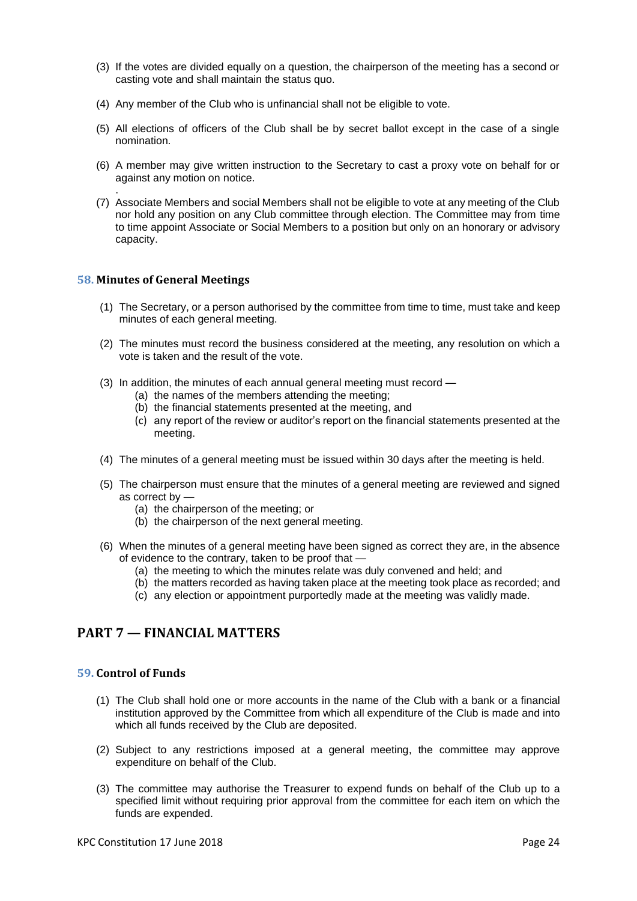(3) If the votes are divided equally on a question, the chairperson of the meeting has a second or casting vote and shall maintain the status quo.

(4) Any member of the Club who is unfinancial shall not be eligible to vote.

(5) All elections of officers of the Club shall be by secret ballot except in the case of a single nomination.

(6) A member may give written instruction to the Secretary to cast a proxy vote on behalf for or against any motion on notice.

.

(7) Associate Members and social Members shall not be eligible to vote at any meeting of the Club nor hold any position on any Club committee through election. The Committee may from time to time appoint Associate or Social Members to a position but only on an honorary or advisory capacity.

### 58. Minutes of General Meetings

(1) The Secretary, or a person authorised by the committee from time to time, must take and keep minutes of each general meeting.

(2) The minutes must record the business considered at the meeting, any resolution on which a vote is taken and the result of the vote.

(3) In addition, the minutes of each annual general meeting must record —
- (a) the names of the members attending the meeting;
- (b) the financial statements presented at the meeting, and
- (c) any report of the review or auditor's report on the financial statements presented at the meeting.

(4) The minutes of a general meeting must be issued within 30 days after the meeting is held.

(5) The chairperson must ensure that the minutes of a general meeting are reviewed and signed as correct by —
- (a) the chairperson of the meeting; or
- (b) the chairperson of the next general meeting.

(6) When the minutes of a general meeting have been signed as correct they are, in the absence of evidence to the contrary, taken to be proof that —
- (a) the meeting to which the minutes relate was duly convened and held; and
- (b) the matters recorded as having taken place at the meeting took place as recorded; and
- (c) any election or appointment purportedly made at the meeting was validly made.

## PART 7 — FINANCIAL MATTERS

### 59. Control of Funds

(1) The Club shall hold one or more accounts in the name of the Club with a bank or a financial institution approved by the Committee from which all expenditure of the Club is made and into which all funds received by the Club are deposited.

(2) Subject to any restrictions imposed at a general meeting, the committee may approve expenditure on behalf of the Club.

(3) The committee may authorise the Treasurer to expend funds on behalf of the Club up to a specified limit without requiring prior approval from the committee for each item on which the funds are expended.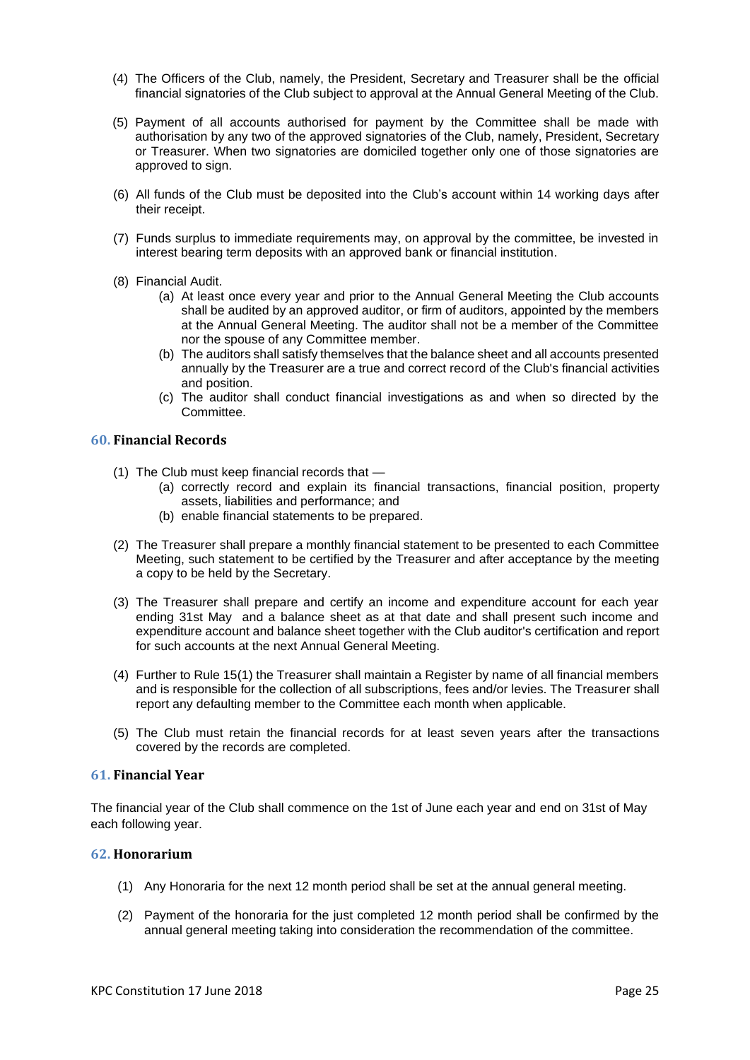(4) The Officers of the Club, namely, the President, Secretary and Treasurer shall be the official financial signatories of the Club subject to approval at the Annual General Meeting of the Club.

(5) Payment of all accounts authorised for payment by the Committee shall be made with authorisation by any two of the approved signatories of the Club, namely, President, Secretary or Treasurer. When two signatories are domiciled together only one of those signatories are approved to sign.

(6) All funds of the Club must be deposited into the Club's account within 14 working days after their receipt.

(7) Funds surplus to immediate requirements may, on approval by the committee, be invested in interest bearing term deposits with an approved bank or financial institution.

(8) Financial Audit.
   - (a) At least once every year and prior to the Annual General Meeting the Club accounts shall be audited by an approved auditor, or firm of auditors, appointed by the members at the Annual General Meeting. The auditor shall not be a member of the Committee nor the spouse of any Committee member.
   - (b) The auditors shall satisfy themselves that the balance sheet and all accounts presented annually by the Treasurer are a true and correct record of the Club's financial activities and position.
   - (c) The auditor shall conduct financial investigations as and when so directed by the Committee.

## 60. Financial Records

(1) The Club must keep financial records that —
   - (a) correctly record and explain its financial transactions, financial position, property assets, liabilities and performance; and
   - (b) enable financial statements to be prepared.

(2) The Treasurer shall prepare a monthly financial statement to be presented to each Committee Meeting, such statement to be certified by the Treasurer and after acceptance by the meeting a copy to be held by the Secretary.

(3) The Treasurer shall prepare and certify an income and expenditure account for each year ending 31st May and a balance sheet as at that date and shall present such income and expenditure account and balance sheet together with the Club auditor's certification and report for such accounts at the next Annual General Meeting.

(4) Further to Rule 15(1) the Treasurer shall maintain a Register by name of all financial members and is responsible for the collection of all subscriptions, fees and/or levies. The Treasurer shall report any defaulting member to the Committee each month when applicable.

(5) The Club must retain the financial records for at least seven years after the transactions covered by the records are completed.

## 61. Financial Year

The financial year of the Club shall commence on the 1st of June each year and end on 31st of May each following year.

## 62. Honorarium

(1) Any Honoraria for the next 12 month period shall be set at the annual general meeting.

(2) Payment of the honoraria for the just completed 12 month period shall be confirmed by the annual general meeting taking into consideration the recommendation of the committee.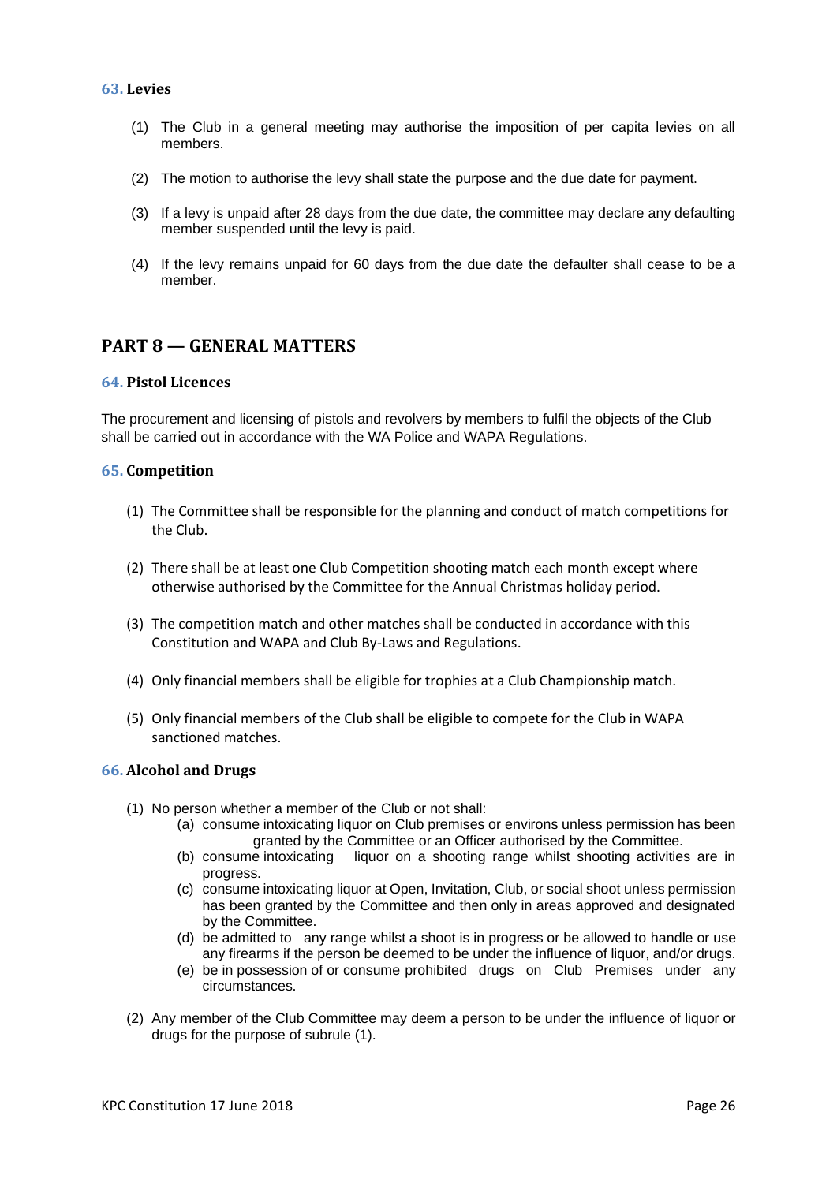### 63. Levies

(1) The Club in a general meeting may authorise the imposition of per capita levies on all members.

(2) The motion to authorise the levy shall state the purpose and the due date for payment.

(3) If a levy is unpaid after 28 days from the due date, the committee may declare any defaulting member suspended until the levy is paid.

(4) If the levy remains unpaid for 60 days from the due date the defaulter shall cease to be a member.

## PART 8 — GENERAL MATTERS

### 64. Pistol Licences

The procurement and licensing of pistols and revolvers by members to fulfil the objects of the Club shall be carried out in accordance with the WA Police and WAPA Regulations.

### 65. Competition

(1) The Committee shall be responsible for the planning and conduct of match competitions for the Club.

(2) There shall be at least one Club Competition shooting match each month except where otherwise authorised by the Committee for the Annual Christmas holiday period.

(3) The competition match and other matches shall be conducted in accordance with this Constitution and WAPA and Club By-Laws and Regulations.

(4) Only financial members shall be eligible for trophies at a Club Championship match.

(5) Only financial members of the Club shall be eligible to compete for the Club in WAPA sanctioned matches.

### 66. Alcohol and Drugs

(1) No person whether a member of the Club or not shall:

- (a) consume intoxicating liquor on Club premises or environs unless permission has been granted by the Committee or an Officer authorised by the Committee.
- (b) consume intoxicating liquor on a shooting range whilst shooting activities are in progress.
- (c) consume intoxicating liquor at Open, Invitation, Club, or social shoot unless permission has been granted by the Committee and then only in areas approved and designated by the Committee.
- (d) be admitted to any range whilst a shoot is in progress or be allowed to handle or use any firearms if the person be deemed to be under the influence of liquor, and/or drugs.
- (e) be in possession of or consume prohibited drugs on Club Premises under any circumstances.

(2) Any member of the Club Committee may deem a person to be under the influence of liquor or drugs for the purpose of subrule (1).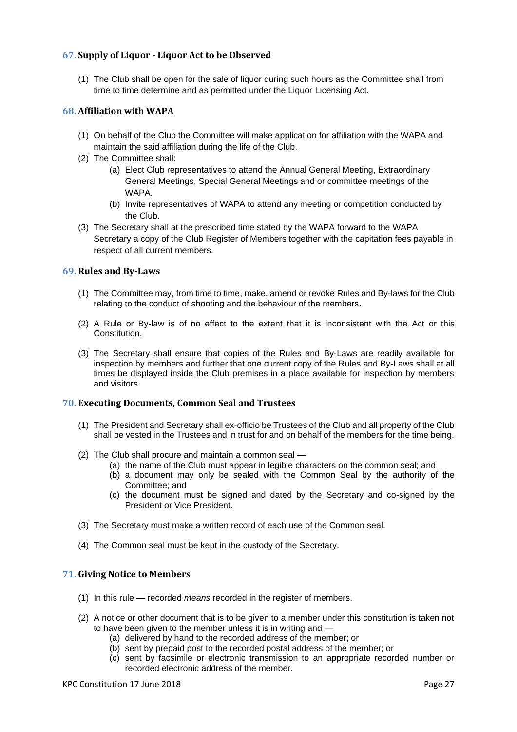## 67. Supply of Liquor - Liquor Act to be Observed

(1) The Club shall be open for the sale of liquor during such hours as the Committee shall from time to time determine and as permitted under the Liquor Licensing Act.

## 68. Affiliation with WAPA

(1) On behalf of the Club the Committee will make application for affiliation with the WAPA and maintain the said affiliation during the life of the Club.

(2) The Committee shall:

   (a) Elect Club representatives to attend the Annual General Meeting, Extraordinary General Meetings, Special General Meetings and or committee meetings of the WAPA.

   (b) Invite representatives of WAPA to attend any meeting or competition conducted by the Club.

(3) The Secretary shall at the prescribed time stated by the WAPA forward to the WAPA Secretary a copy of the Club Register of Members together with the capitation fees payable in respect of all current members.

## 69. Rules and By-Laws

(1) The Committee may, from time to time, make, amend or revoke Rules and By-laws for the Club relating to the conduct of shooting and the behaviour of the members.

(2) A Rule or By-law is of no effect to the extent that it is inconsistent with the Act or this Constitution.

(3) The Secretary shall ensure that copies of the Rules and By-Laws are readily available for inspection by members and further that one current copy of the Rules and By-Laws shall at all times be displayed inside the Club premises in a place available for inspection by members and visitors.

## 70. Executing Documents, Common Seal and Trustees

(1) The President and Secretary shall ex-officio be Trustees of the Club and all property of the Club shall be vested in the Trustees and in trust for and on behalf of the members for the time being.

(2) The Club shall procure and maintain a common seal —

   (a) the name of the Club must appear in legible characters on the common seal; and

   (b) a document may only be sealed with the Common Seal by the authority of the Committee; and

   (c) the document must be signed and dated by the Secretary and co-signed by the President or Vice President.

(3) The Secretary must make a written record of each use of the Common seal.

(4) The Common seal must be kept in the custody of the Secretary.

## 71. Giving Notice to Members

(1) In this rule — recorded *means* recorded in the register of members.

(2) A notice or other document that is to be given to a member under this constitution is taken not to have been given to the member unless it is in writing and —

   (a) delivered by hand to the recorded address of the member; or

   (b) sent by prepaid post to the recorded postal address of the member; or

   (c) sent by facsimile or electronic transmission to an appropriate recorded number or recorded electronic address of the member.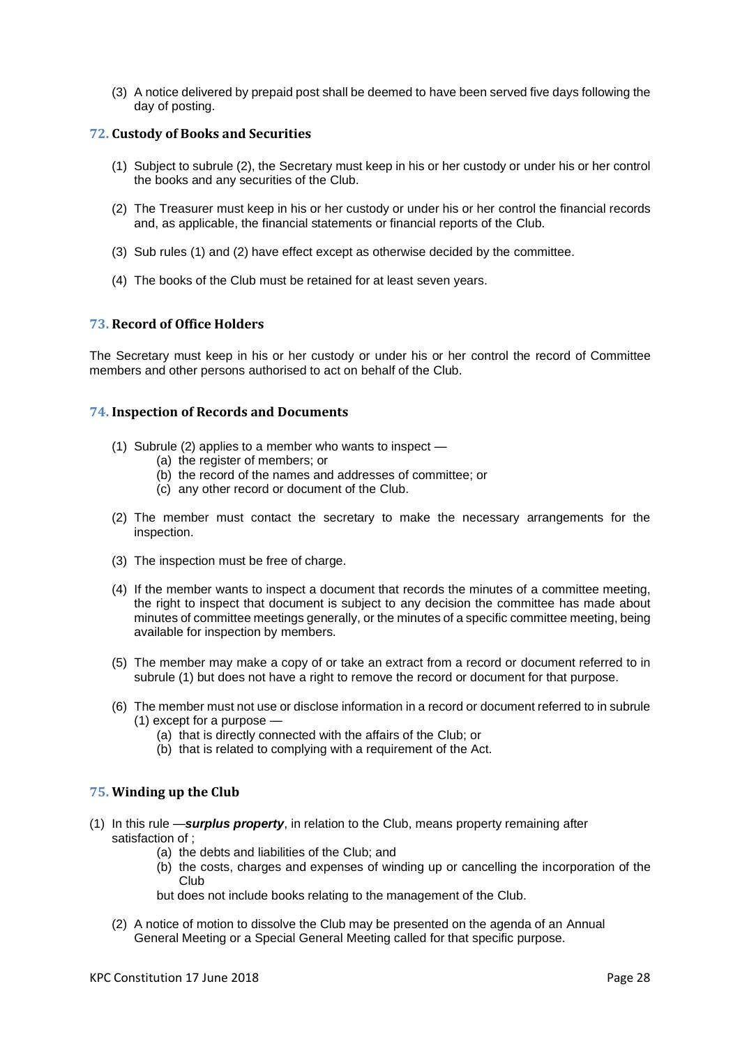(3) A notice delivered by prepaid post shall be deemed to have been served five days following the day of posting.

## 72. Custody of Books and Securities

(1) Subject to subrule (2), the Secretary must keep in his or her custody or under his or her control the books and any securities of the Club.

(2) The Treasurer must keep in his or her custody or under his or her control the financial records and, as applicable, the financial statements or financial reports of the Club.

(3) Sub rules (1) and (2) have effect except as otherwise decided by the committee.

(4) The books of the Club must be retained for at least seven years.

## 73. Record of Office Holders

The Secretary must keep in his or her custody or under his or her control the record of Committee members and other persons authorised to act on behalf of the Club.

## 74. Inspection of Records and Documents

(1) Subrule (2) applies to a member who wants to inspect —
   - (a) the register of members; or
   - (b) the record of the names and addresses of committee; or
   - (c) any other record or document of the Club.

(2) The member must contact the secretary to make the necessary arrangements for the inspection.

(3) The inspection must be free of charge.

(4) If the member wants to inspect a document that records the minutes of a committee meeting, the right to inspect that document is subject to any decision the committee has made about minutes of committee meetings generally, or the minutes of a specific committee meeting, being available for inspection by members.

(5) The member may make a copy of or take an extract from a record or document referred to in subrule (1) but does not have a right to remove the record or document for that purpose.

(6) The member must not use or disclose information in a record or document referred to in subrule (1) except for a purpose —
   - (a) that is directly connected with the affairs of the Club; or
   - (b) that is related to complying with a requirement of the Act.

## 75. Winding up the Club

(1) In this rule —***surplus property***, in relation to the Club, means property remaining after satisfaction of ;
   - (a) the debts and liabilities of the Club; and
   - (b) the costs, charges and expenses of winding up or cancelling the incorporation of the Club

   but does not include books relating to the management of the Club.

(2) A notice of motion to dissolve the Club may be presented on the agenda of an Annual General Meeting or a Special General Meeting called for that specific purpose.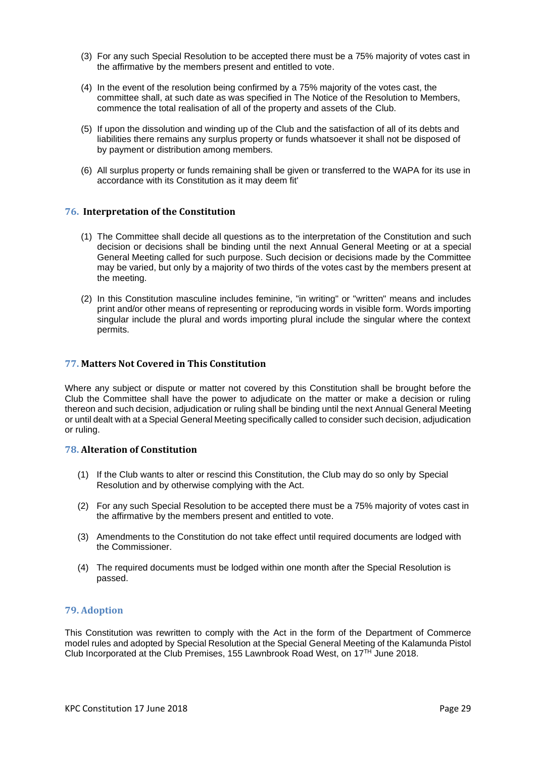(3) For any such Special Resolution to be accepted there must be a 75% majority of votes cast in the affirmative by the members present and entitled to vote.

(4) In the event of the resolution being confirmed by a 75% majority of the votes cast, the committee shall, at such date as was specified in The Notice of the Resolution to Members, commence the total realisation of all of the property and assets of the Club.

(5) If upon the dissolution and winding up of the Club and the satisfaction of all of its debts and liabilities there remains any surplus property or funds whatsoever it shall not be disposed of by payment or distribution among members.

(6) All surplus property or funds remaining shall be given or transferred to the WAPA for its use in accordance with its Constitution as it may deem fit'

## 76. Interpretation of the Constitution

(1) The Committee shall decide all questions as to the interpretation of the Constitution and such decision or decisions shall be binding until the next Annual General Meeting or at a special General Meeting called for such purpose. Such decision or decisions made by the Committee may be varied, but only by a majority of two thirds of the votes cast by the members present at the meeting.

(2) In this Constitution masculine includes feminine, "in writing" or "written" means and includes print and/or other means of representing or reproducing words in visible form. Words importing singular include the plural and words importing plural include the singular where the context permits.

## 77. Matters Not Covered in This Constitution

Where any subject or dispute or matter not covered by this Constitution shall be brought before the Club the Committee shall have the power to adjudicate on the matter or make a decision or ruling thereon and such decision, adjudication or ruling shall be binding until the next Annual General Meeting or until dealt with at a Special General Meeting specifically called to consider such decision, adjudication or ruling.

## 78. Alteration of Constitution

(1) If the Club wants to alter or rescind this Constitution, the Club may do so only by Special Resolution and by otherwise complying with the Act.

(2) For any such Special Resolution to be accepted there must be a 75% majority of votes cast in the affirmative by the members present and entitled to vote.

(3) Amendments to the Constitution do not take effect until required documents are lodged with the Commissioner.

(4) The required documents must be lodged within one month after the Special Resolution is passed.

## 79. Adoption

This Constitution was rewritten to comply with the Act in the form of the Department of Commerce model rules and adopted by Special Resolution at the Special General Meeting of the Kalamunda Pistol Club Incorporated at the Club Premises, 155 Lawnbrook Road West, on 17TH June 2018.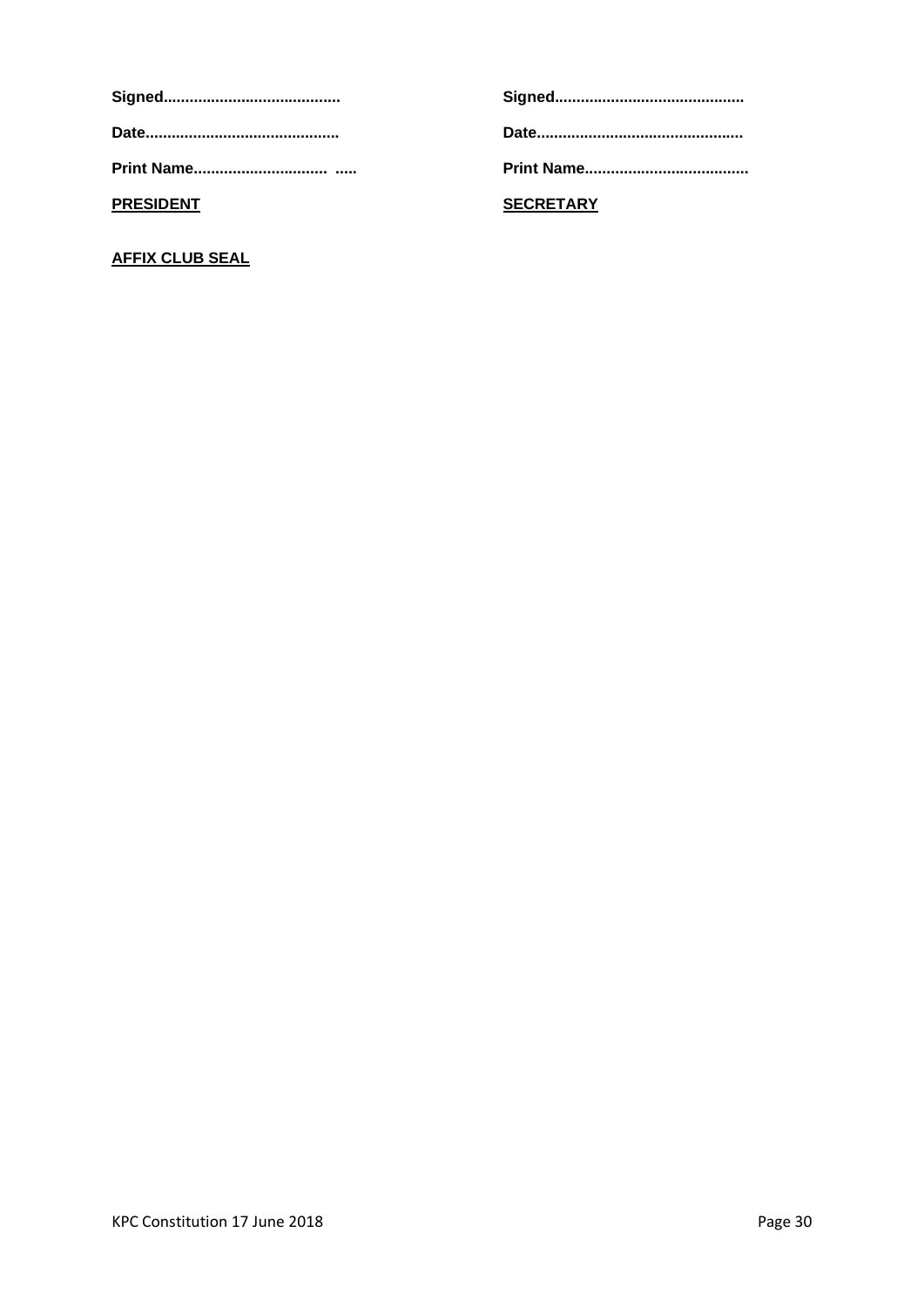| | |
|---|---|
| **Signed.........................................** | **Signed...........................................** |
| **Date............................................** | **Date...............................................** |
| **Print Name...............................  .....** | **Print Name.....................................** |
| **PRESIDENT** | **SECRETARY** |

**AFFIX CLUB SEAL**